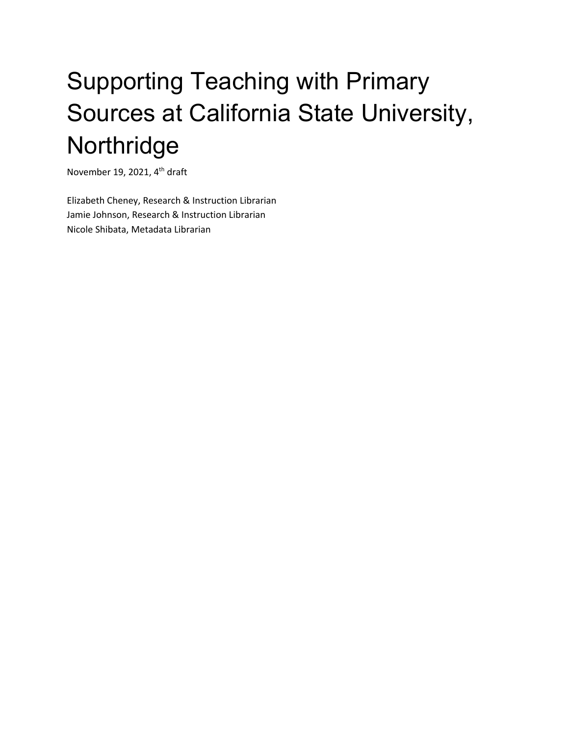# Supporting Teaching with Primary Sources at California State University, Northridge

November 19, 2021, 4th draft

Elizabeth Cheney, Research & Instruction Librarian
Jamie Johnson, Research & Instruction Librarian
Nicole Shibata, Metadata Librarian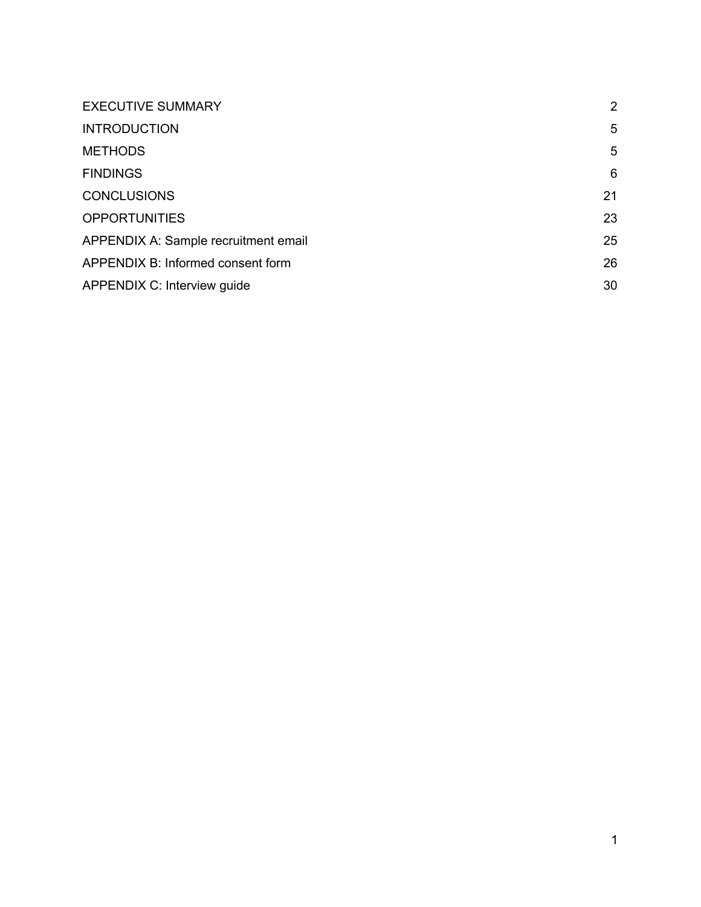| | |
|---|---|
| EXECUTIVE SUMMARY | 2 |
| INTRODUCTION | 5 |
| METHODS | 5 |
| FINDINGS | 6 |
| CONCLUSIONS | 21 |
| OPPORTUNITIES | 23 |
| APPENDIX A: Sample recruitment email | 25 |
| APPENDIX B: Informed consent form | 26 |
| APPENDIX C: Interview guide | 30 |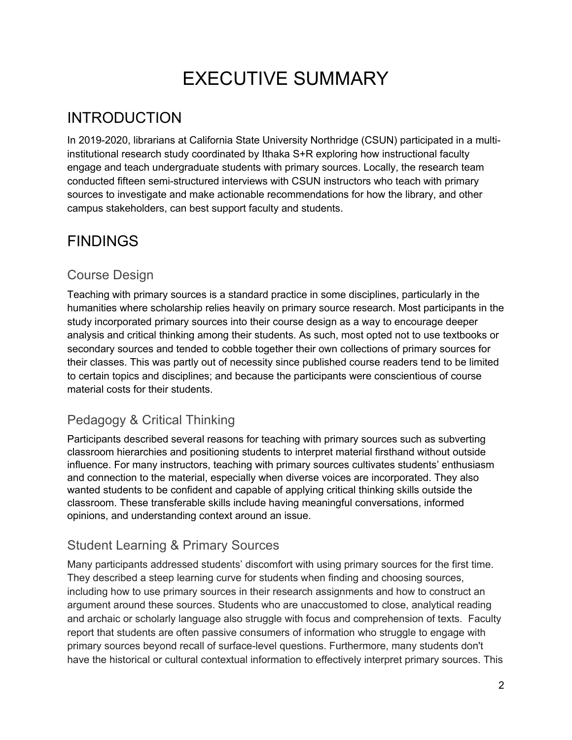# EXECUTIVE SUMMARY

## INTRODUCTION

In 2019-2020, librarians at California State University Northridge (CSUN) participated in a multi-institutional research study coordinated by Ithaka S+R exploring how instructional faculty engage and teach undergraduate students with primary sources. Locally, the research team conducted fifteen semi-structured interviews with CSUN instructors who teach with primary sources to investigate and make actionable recommendations for how the library, and other campus stakeholders, can best support faculty and students.

## FINDINGS

### Course Design

Teaching with primary sources is a standard practice in some disciplines, particularly in the humanities where scholarship relies heavily on primary source research. Most participants in the study incorporated primary sources into their course design as a way to encourage deeper analysis and critical thinking among their students. As such, most opted not to use textbooks or secondary sources and tended to cobble together their own collections of primary sources for their classes. This was partly out of necessity since published course readers tend to be limited to certain topics and disciplines; and because the participants were conscientious of course material costs for their students.

### Pedagogy & Critical Thinking

Participants described several reasons for teaching with primary sources such as subverting classroom hierarchies and positioning students to interpret material firsthand without outside influence. For many instructors, teaching with primary sources cultivates students' enthusiasm and connection to the material, especially when diverse voices are incorporated. They also wanted students to be confident and capable of applying critical thinking skills outside the classroom. These transferable skills include having meaningful conversations, informed opinions, and understanding context around an issue.

### Student Learning & Primary Sources

Many participants addressed students' discomfort with using primary sources for the first time. They described a steep learning curve for students when finding and choosing sources, including how to use primary sources in their research assignments and how to construct an argument around these sources. Students who are unaccustomed to close, analytical reading and archaic or scholarly language also struggle with focus and comprehension of texts. Faculty report that students are often passive consumers of information who struggle to engage with primary sources beyond recall of surface-level questions. Furthermore, many students don't have the historical or cultural contextual information to effectively interpret primary sources. This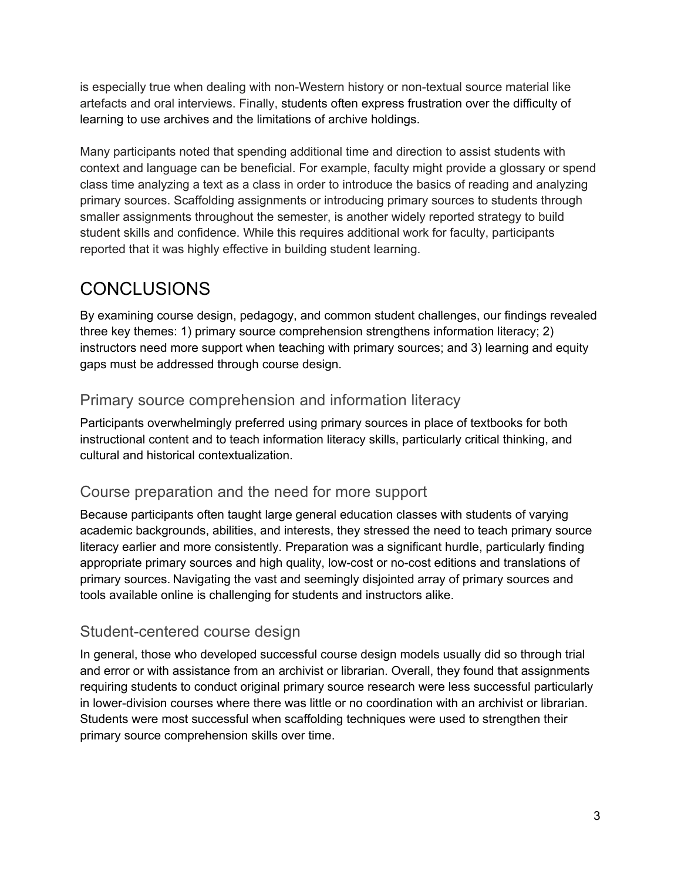is especially true when dealing with non-Western history or non-textual source material like artefacts and oral interviews. Finally, students often express frustration over the difficulty of learning to use archives and the limitations of archive holdings.

Many participants noted that spending additional time and direction to assist students with context and language can be beneficial. For example, faculty might provide a glossary or spend class time analyzing a text as a class in order to introduce the basics of reading and analyzing primary sources. Scaffolding assignments or introducing primary sources to students through smaller assignments throughout the semester, is another widely reported strategy to build student skills and confidence. While this requires additional work for faculty, participants reported that it was highly effective in building student learning.

# CONCLUSIONS

By examining course design, pedagogy, and common student challenges, our findings revealed three key themes: 1) primary source comprehension strengthens information literacy; 2) instructors need more support when teaching with primary sources; and 3) learning and equity gaps must be addressed through course design.

## Primary source comprehension and information literacy

Participants overwhelmingly preferred using primary sources in place of textbooks for both instructional content and to teach information literacy skills, particularly critical thinking, and cultural and historical contextualization.

## Course preparation and the need for more support

Because participants often taught large general education classes with students of varying academic backgrounds, abilities, and interests, they stressed the need to teach primary source literacy earlier and more consistently. Preparation was a significant hurdle, particularly finding appropriate primary sources and high quality, low-cost or no-cost editions and translations of primary sources. Navigating the vast and seemingly disjointed array of primary sources and tools available online is challenging for students and instructors alike.

## Student-centered course design

In general, those who developed successful course design models usually did so through trial and error or with assistance from an archivist or librarian. Overall, they found that assignments requiring students to conduct original primary source research were less successful particularly in lower-division courses where there was little or no coordination with an archivist or librarian. Students were most successful when scaffolding techniques were used to strengthen their primary source comprehension skills over time.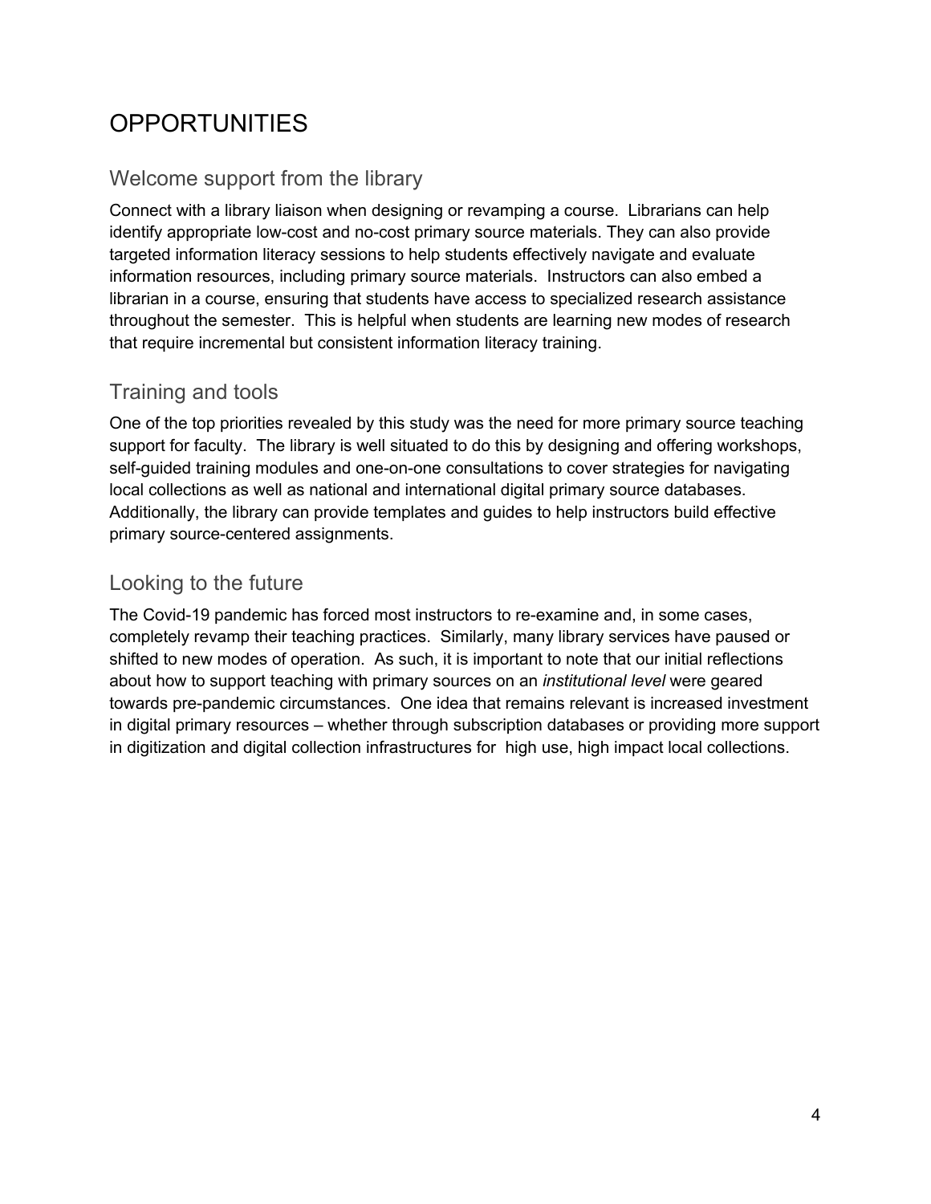# OPPORTUNITIES

## Welcome support from the library

Connect with a library liaison when designing or revamping a course. Librarians can help identify appropriate low-cost and no-cost primary source materials. They can also provide targeted information literacy sessions to help students effectively navigate and evaluate information resources, including primary source materials. Instructors can also embed a librarian in a course, ensuring that students have access to specialized research assistance throughout the semester. This is helpful when students are learning new modes of research that require incremental but consistent information literacy training.

## Training and tools

One of the top priorities revealed by this study was the need for more primary source teaching support for faculty. The library is well situated to do this by designing and offering workshops, self-guided training modules and one-on-one consultations to cover strategies for navigating local collections as well as national and international digital primary source databases. Additionally, the library can provide templates and guides to help instructors build effective primary source-centered assignments.

## Looking to the future

The Covid-19 pandemic has forced most instructors to re-examine and, in some cases, completely revamp their teaching practices. Similarly, many library services have paused or shifted to new modes of operation. As such, it is important to note that our initial reflections about how to support teaching with primary sources on an *institutional level* were geared towards pre-pandemic circumstances. One idea that remains relevant is increased investment in digital primary resources – whether through subscription databases or providing more support in digitization and digital collection infrastructures for high use, high impact local collections.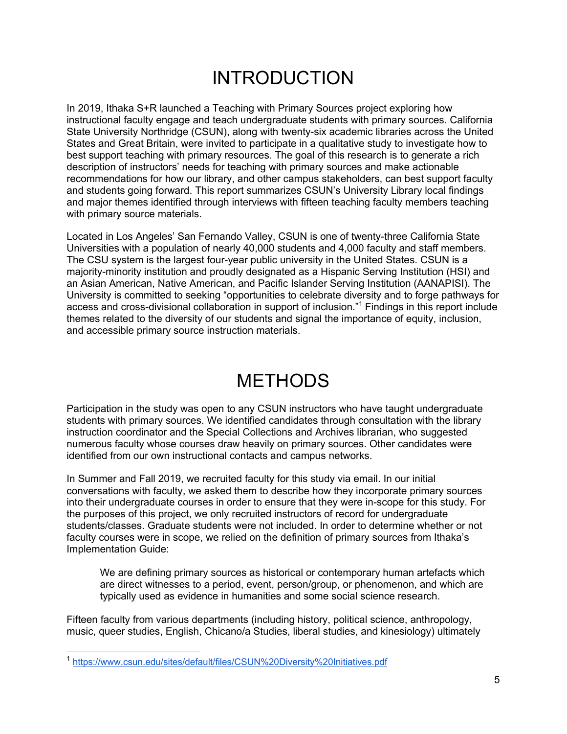# INTRODUCTION

In 2019, Ithaka S+R launched a Teaching with Primary Sources project exploring how instructional faculty engage and teach undergraduate students with primary sources. California State University Northridge (CSUN), along with twenty-six academic libraries across the United States and Great Britain, were invited to participate in a qualitative study to investigate how to best support teaching with primary resources. The goal of this research is to generate a rich description of instructors' needs for teaching with primary sources and make actionable recommendations for how our library, and other campus stakeholders, can best support faculty and students going forward. This report summarizes CSUN's University Library local findings and major themes identified through interviews with fifteen teaching faculty members teaching with primary source materials.

Located in Los Angeles' San Fernando Valley, CSUN is one of twenty-three California State Universities with a population of nearly 40,000 students and 4,000 faculty and staff members. The CSU system is the largest four-year public university in the United States. CSUN is a majority-minority institution and proudly designated as a Hispanic Serving Institution (HSI) and an Asian American, Native American, and Pacific Islander Serving Institution (AANAPISI). The University is committed to seeking "opportunities to celebrate diversity and to forge pathways for access and cross-divisional collaboration in support of inclusion."[1] Findings in this report include themes related to the diversity of our students and signal the importance of equity, inclusion, and accessible primary source instruction materials.

# METHODS

Participation in the study was open to any CSUN instructors who have taught undergraduate students with primary sources. We identified candidates through consultation with the library instruction coordinator and the Special Collections and Archives librarian, who suggested numerous faculty whose courses draw heavily on primary sources. Other candidates were identified from our own instructional contacts and campus networks.

In Summer and Fall 2019, we recruited faculty for this study via email. In our initial conversations with faculty, we asked them to describe how they incorporate primary sources into their undergraduate courses in order to ensure that they were in-scope for this study. For the purposes of this project, we only recruited instructors of record for undergraduate students/classes. Graduate students were not included. In order to determine whether or not faculty courses were in scope, we relied on the definition of primary sources from Ithaka's Implementation Guide:

> We are defining primary sources as historical or contemporary human artefacts which are direct witnesses to a period, event, person/group, or phenomenon, and which are typically used as evidence in humanities and some social science research.

Fifteen faculty from various departments (including history, political science, anthropology, music, queer studies, English, Chicano/a Studies, liberal studies, and kinesiology) ultimately

[1] https://www.csun.edu/sites/default/files/CSUN%20Diversity%20Initiatives.pdf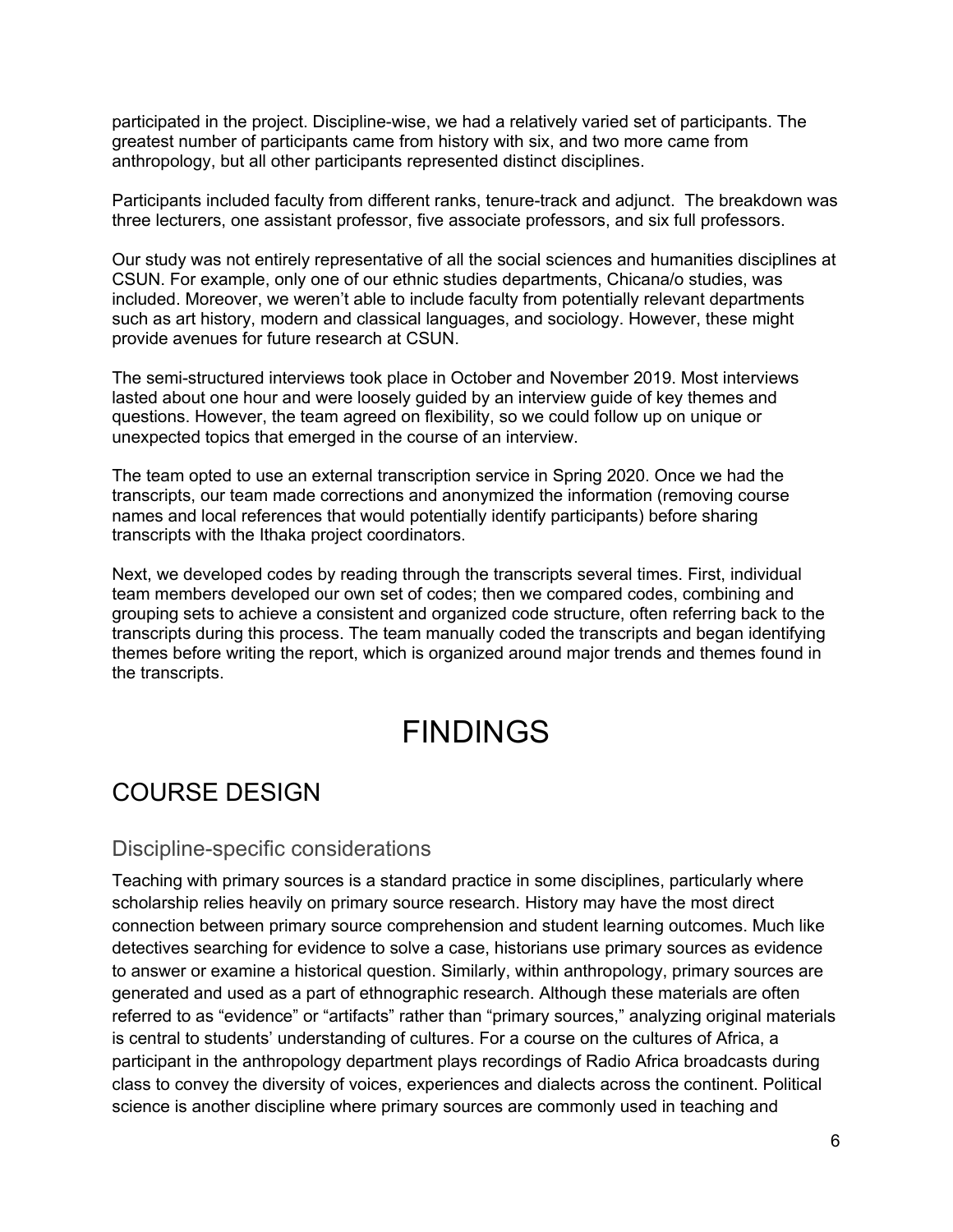participated in the project. Discipline-wise, we had a relatively varied set of participants. The greatest number of participants came from history with six, and two more came from anthropology, but all other participants represented distinct disciplines.

Participants included faculty from different ranks, tenure-track and adjunct. The breakdown was three lecturers, one assistant professor, five associate professors, and six full professors.

Our study was not entirely representative of all the social sciences and humanities disciplines at CSUN. For example, only one of our ethnic studies departments, Chicana/o studies, was included. Moreover, we weren't able to include faculty from potentially relevant departments such as art history, modern and classical languages, and sociology. However, these might provide avenues for future research at CSUN.

The semi-structured interviews took place in October and November 2019. Most interviews lasted about one hour and were loosely guided by an interview guide of key themes and questions. However, the team agreed on flexibility, so we could follow up on unique or unexpected topics that emerged in the course of an interview.

The team opted to use an external transcription service in Spring 2020. Once we had the transcripts, our team made corrections and anonymized the information (removing course names and local references that would potentially identify participants) before sharing transcripts with the Ithaka project coordinators.

Next, we developed codes by reading through the transcripts several times. First, individual team members developed our own set of codes; then we compared codes, combining and grouping sets to achieve a consistent and organized code structure, often referring back to the transcripts during this process. The team manually coded the transcripts and began identifying themes before writing the report, which is organized around major trends and themes found in the transcripts.

# FINDINGS

## COURSE DESIGN

### Discipline-specific considerations

Teaching with primary sources is a standard practice in some disciplines, particularly where scholarship relies heavily on primary source research. History may have the most direct connection between primary source comprehension and student learning outcomes. Much like detectives searching for evidence to solve a case, historians use primary sources as evidence to answer or examine a historical question. Similarly, within anthropology, primary sources are generated and used as a part of ethnographic research. Although these materials are often referred to as "evidence" or "artifacts" rather than "primary sources," analyzing original materials is central to students' understanding of cultures. For a course on the cultures of Africa, a participant in the anthropology department plays recordings of Radio Africa broadcasts during class to convey the diversity of voices, experiences and dialects across the continent. Political science is another discipline where primary sources are commonly used in teaching and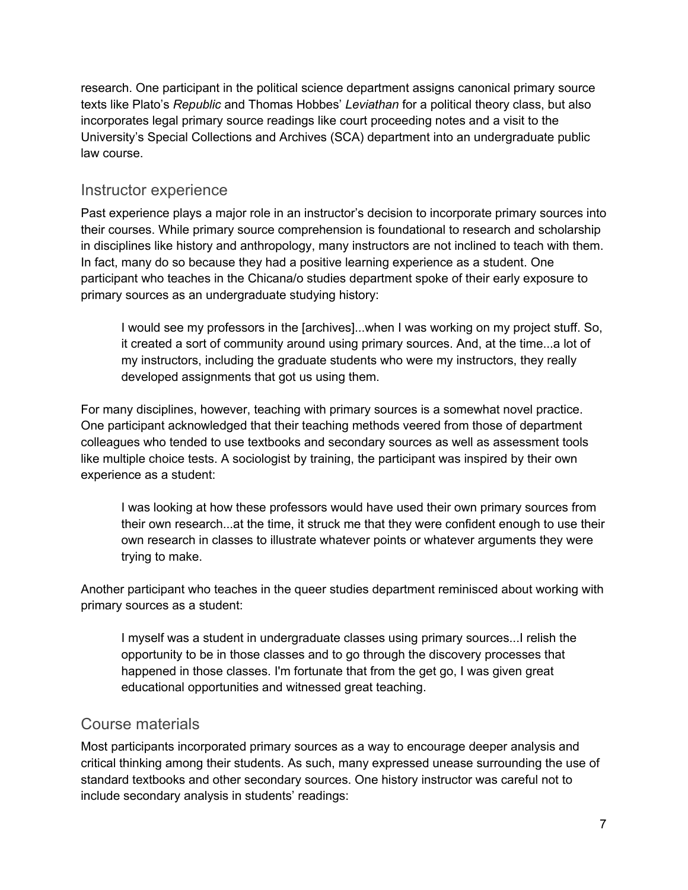research. One participant in the political science department assigns canonical primary source texts like Plato's *Republic* and Thomas Hobbes' *Leviathan* for a political theory class, but also incorporates legal primary source readings like court proceeding notes and a visit to the University's Special Collections and Archives (SCA) department into an undergraduate public law course.

## Instructor experience

Past experience plays a major role in an instructor's decision to incorporate primary sources into their courses. While primary source comprehension is foundational to research and scholarship in disciplines like history and anthropology, many instructors are not inclined to teach with them. In fact, many do so because they had a positive learning experience as a student. One participant who teaches in the Chicana/o studies department spoke of their early exposure to primary sources as an undergraduate studying history:

> I would see my professors in the [archives]...when I was working on my project stuff. So, it created a sort of community around using primary sources. And, at the time...a lot of my instructors, including the graduate students who were my instructors, they really developed assignments that got us using them.

For many disciplines, however, teaching with primary sources is a somewhat novel practice. One participant acknowledged that their teaching methods veered from those of department colleagues who tended to use textbooks and secondary sources as well as assessment tools like multiple choice tests. A sociologist by training, the participant was inspired by their own experience as a student:

> I was looking at how these professors would have used their own primary sources from their own research...at the time, it struck me that they were confident enough to use their own research in classes to illustrate whatever points or whatever arguments they were trying to make.

Another participant who teaches in the queer studies department reminisced about working with primary sources as a student:

> I myself was a student in undergraduate classes using primary sources...I relish the opportunity to be in those classes and to go through the discovery processes that happened in those classes. I'm fortunate that from the get go, I was given great educational opportunities and witnessed great teaching.

## Course materials

Most participants incorporated primary sources as a way to encourage deeper analysis and critical thinking among their students. As such, many expressed unease surrounding the use of standard textbooks and other secondary sources. One history instructor was careful not to include secondary analysis in students' readings: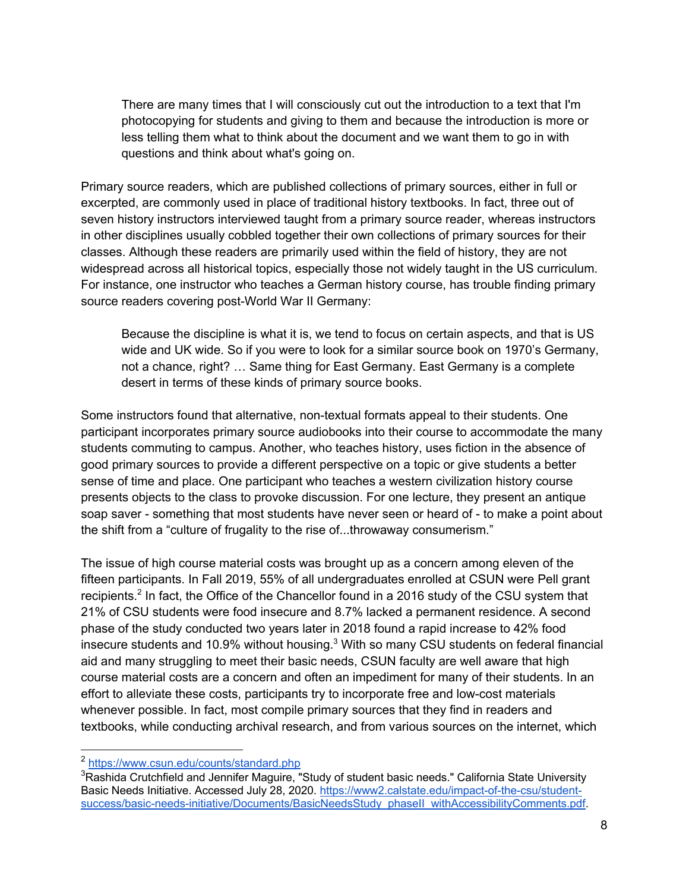> There are many times that I will consciously cut out the introduction to a text that I'm photocopying for students and giving to them and because the introduction is more or less telling them what to think about the document and we want them to go in with questions and think about what's going on.

Primary source readers, which are published collections of primary sources, either in full or excerpted, are commonly used in place of traditional history textbooks. In fact, three out of seven history instructors interviewed taught from a primary source reader, whereas instructors in other disciplines usually cobbled together their own collections of primary sources for their classes. Although these readers are primarily used within the field of history, they are not widespread across all historical topics, especially those not widely taught in the US curriculum. For instance, one instructor who teaches a German history course, has trouble finding primary source readers covering post-World War II Germany:

> Because the discipline is what it is, we tend to focus on certain aspects, and that is US wide and UK wide. So if you were to look for a similar source book on 1970's Germany, not a chance, right? … Same thing for East Germany. East Germany is a complete desert in terms of these kinds of primary source books.

Some instructors found that alternative, non-textual formats appeal to their students. One participant incorporates primary source audiobooks into their course to accommodate the many students commuting to campus. Another, who teaches history, uses fiction in the absence of good primary sources to provide a different perspective on a topic or give students a better sense of time and place. One participant who teaches a western civilization history course presents objects to the class to provoke discussion. For one lecture, they present an antique soap saver - something that most students have never seen or heard of - to make a point about the shift from a "culture of frugality to the rise of...throwaway consumerism."

The issue of high course material costs was brought up as a concern among eleven of the fifteen participants. In Fall 2019, 55% of all undergraduates enrolled at CSUN were Pell grant recipients.[2] In fact, the Office of the Chancellor found in a 2016 study of the CSU system that 21% of CSU students were food insecure and 8.7% lacked a permanent residence. A second phase of the study conducted two years later in 2018 found a rapid increase to 42% food insecure students and 10.9% without housing.[3] With so many CSU students on federal financial aid and many struggling to meet their basic needs, CSUN faculty are well aware that high course material costs are a concern and often an impediment for many of their students. In an effort to alleviate these costs, participants try to incorporate free and low-cost materials whenever possible. In fact, most compile primary sources that they find in readers and textbooks, while conducting archival research, and from various sources on the internet, which

---

[2] https://www.csun.edu/counts/standard.php

[3] Rashida Crutchfield and Jennifer Maguire, "Study of student basic needs." California State University Basic Needs Initiative. Accessed July 28, 2020. https://www2.calstate.edu/impact-of-the-csu/student-success/basic-needs-initiative/Documents/BasicNeedsStudy_phaseII_withAccessibilityComments.pdf.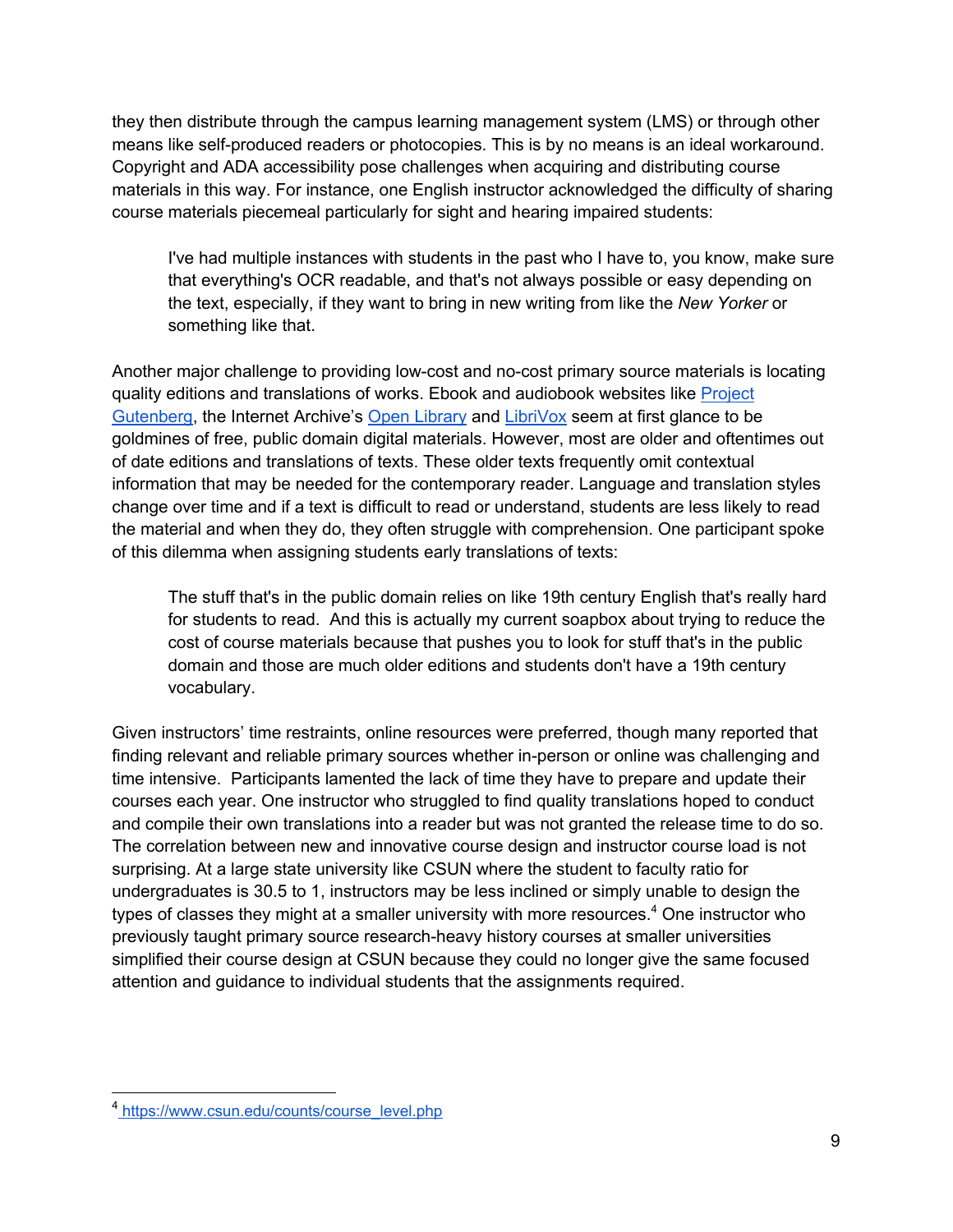they then distribute through the campus learning management system (LMS) or through other means like self-produced readers or photocopies. This is by no means is an ideal workaround. Copyright and ADA accessibility pose challenges when acquiring and distributing course materials in this way. For instance, one English instructor acknowledged the difficulty of sharing course materials piecemeal particularly for sight and hearing impaired students:

> I've had multiple instances with students in the past who I have to, you know, make sure that everything's OCR readable, and that's not always possible or easy depending on the text, especially, if they want to bring in new writing from like the *New Yorker* or something like that.

Another major challenge to providing low-cost and no-cost primary source materials is locating quality editions and translations of works. Ebook and audiobook websites like [Project Gutenberg](), the Internet Archive's [Open Library]() and [LibriVox]() seem at first glance to be goldmines of free, public domain digital materials. However, most are older and oftentimes out of date editions and translations of texts. These older texts frequently omit contextual information that may be needed for the contemporary reader. Language and translation styles change over time and if a text is difficult to read or understand, students are less likely to read the material and when they do, they often struggle with comprehension. One participant spoke of this dilemma when assigning students early translations of texts:

> The stuff that's in the public domain relies on like 19th century English that's really hard for students to read. And this is actually my current soapbox about trying to reduce the cost of course materials because that pushes you to look for stuff that's in the public domain and those are much older editions and students don't have a 19th century vocabulary.

Given instructors' time restraints, online resources were preferred, though many reported that finding relevant and reliable primary sources whether in-person or online was challenging and time intensive. Participants lamented the lack of time they have to prepare and update their courses each year. One instructor who struggled to find quality translations hoped to conduct and compile their own translations into a reader but was not granted the release time to do so. The correlation between new and innovative course design and instructor course load is not surprising. At a large state university like CSUN where the student to faculty ratio for undergraduates is 30.5 to 1, instructors may be less inclined or simply unable to design the types of classes they might at a smaller university with more resources.[4] One instructor who previously taught primary source research-heavy history courses at smaller universities simplified their course design at CSUN because they could no longer give the same focused attention and guidance to individual students that the assignments required.

[4] https://www.csun.edu/counts/course_level.php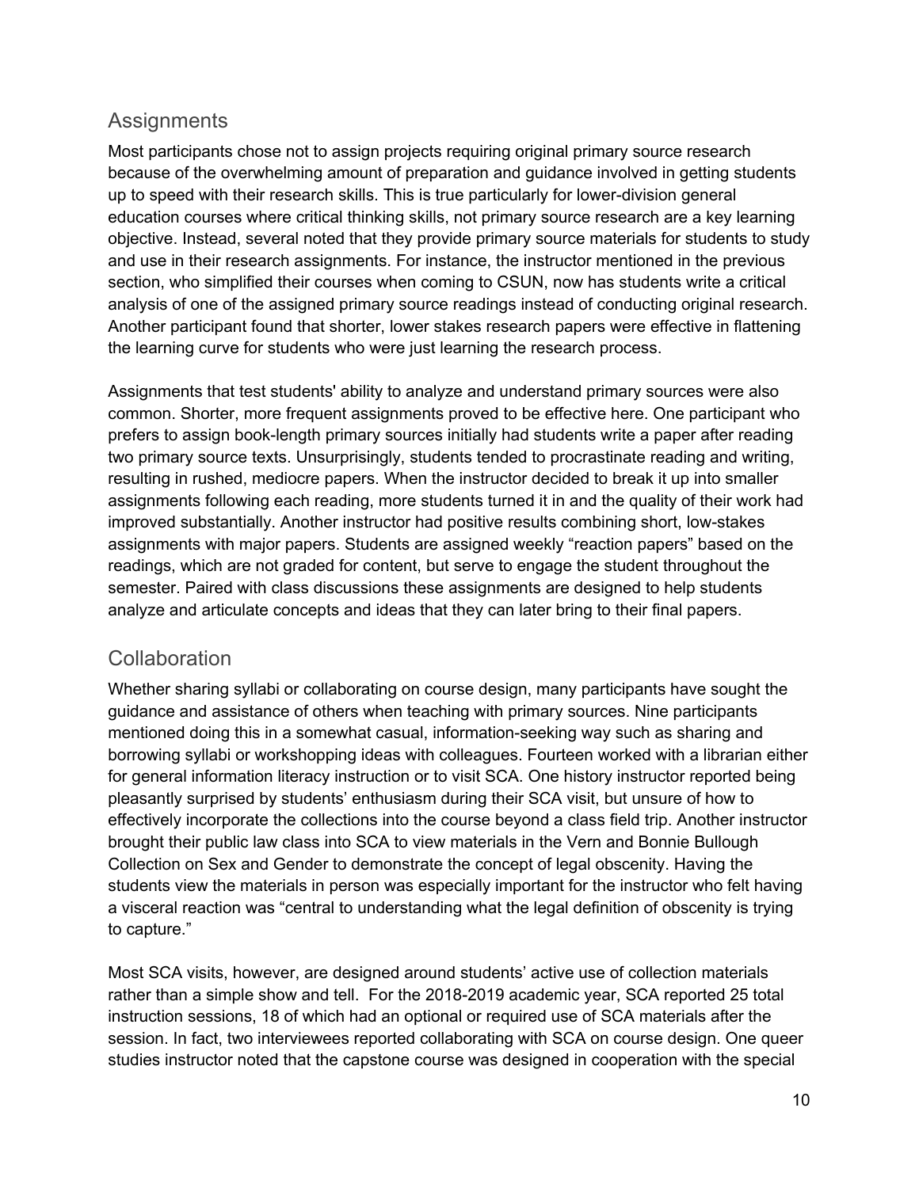## Assignments

Most participants chose not to assign projects requiring original primary source research because of the overwhelming amount of preparation and guidance involved in getting students up to speed with their research skills. This is true particularly for lower-division general education courses where critical thinking skills, not primary source research are a key learning objective. Instead, several noted that they provide primary source materials for students to study and use in their research assignments. For instance, the instructor mentioned in the previous section, who simplified their courses when coming to CSUN, now has students write a critical analysis of one of the assigned primary source readings instead of conducting original research. Another participant found that shorter, lower stakes research papers were effective in flattening the learning curve for students who were just learning the research process.

Assignments that test students' ability to analyze and understand primary sources were also common. Shorter, more frequent assignments proved to be effective here. One participant who prefers to assign book-length primary sources initially had students write a paper after reading two primary source texts. Unsurprisingly, students tended to procrastinate reading and writing, resulting in rushed, mediocre papers. When the instructor decided to break it up into smaller assignments following each reading, more students turned it in and the quality of their work had improved substantially. Another instructor had positive results combining short, low-stakes assignments with major papers. Students are assigned weekly "reaction papers" based on the readings, which are not graded for content, but serve to engage the student throughout the semester. Paired with class discussions these assignments are designed to help students analyze and articulate concepts and ideas that they can later bring to their final papers.

## Collaboration

Whether sharing syllabi or collaborating on course design, many participants have sought the guidance and assistance of others when teaching with primary sources. Nine participants mentioned doing this in a somewhat casual, information-seeking way such as sharing and borrowing syllabi or workshopping ideas with colleagues. Fourteen worked with a librarian either for general information literacy instruction or to visit SCA. One history instructor reported being pleasantly surprised by students' enthusiasm during their SCA visit, but unsure of how to effectively incorporate the collections into the course beyond a class field trip. Another instructor brought their public law class into SCA to view materials in the Vern and Bonnie Bullough Collection on Sex and Gender to demonstrate the concept of legal obscenity. Having the students view the materials in person was especially important for the instructor who felt having a visceral reaction was "central to understanding what the legal definition of obscenity is trying to capture."

Most SCA visits, however, are designed around students' active use of collection materials rather than a simple show and tell. For the 2018-2019 academic year, SCA reported 25 total instruction sessions, 18 of which had an optional or required use of SCA materials after the session. In fact, two interviewees reported collaborating with SCA on course design. One queer studies instructor noted that the capstone course was designed in cooperation with the special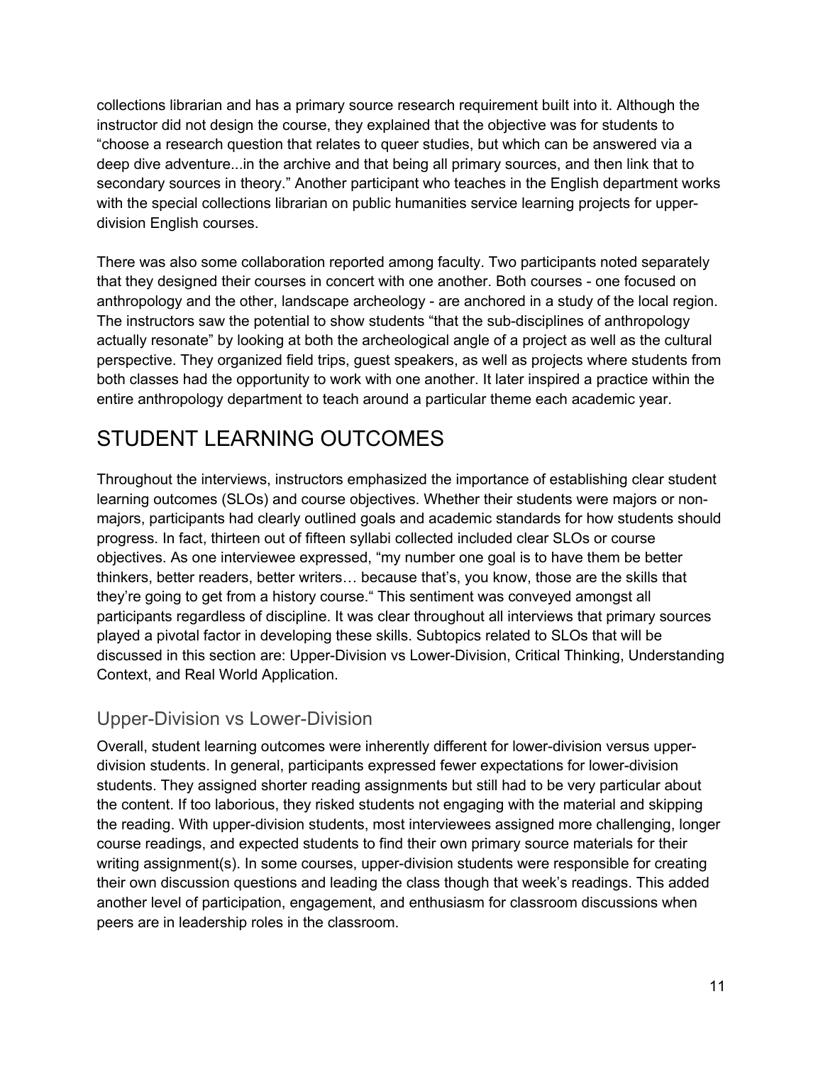collections librarian and has a primary source research requirement built into it. Although the instructor did not design the course, they explained that the objective was for students to "choose a research question that relates to queer studies, but which can be answered via a deep dive adventure...in the archive and that being all primary sources, and then link that to secondary sources in theory." Another participant who teaches in the English department works with the special collections librarian on public humanities service learning projects for upper-division English courses.

There was also some collaboration reported among faculty. Two participants noted separately that they designed their courses in concert with one another. Both courses - one focused on anthropology and the other, landscape archeology - are anchored in a study of the local region. The instructors saw the potential to show students "that the sub-disciplines of anthropology actually resonate" by looking at both the archeological angle of a project as well as the cultural perspective. They organized field trips, guest speakers, as well as projects where students from both classes had the opportunity to work with one another. It later inspired a practice within the entire anthropology department to teach around a particular theme each academic year.

# STUDENT LEARNING OUTCOMES

Throughout the interviews, instructors emphasized the importance of establishing clear student learning outcomes (SLOs) and course objectives. Whether their students were majors or non-majors, participants had clearly outlined goals and academic standards for how students should progress. In fact, thirteen out of fifteen syllabi collected included clear SLOs or course objectives. As one interviewee expressed, "my number one goal is to have them be better thinkers, better readers, better writers… because that's, you know, those are the skills that they're going to get from a history course." This sentiment was conveyed amongst all participants regardless of discipline. It was clear throughout all interviews that primary sources played a pivotal factor in developing these skills. Subtopics related to SLOs that will be discussed in this section are: Upper-Division vs Lower-Division, Critical Thinking, Understanding Context, and Real World Application.

## Upper-Division vs Lower-Division

Overall, student learning outcomes were inherently different for lower-division versus upper-division students. In general, participants expressed fewer expectations for lower-division students. They assigned shorter reading assignments but still had to be very particular about the content. If too laborious, they risked students not engaging with the material and skipping the reading. With upper-division students, most interviewees assigned more challenging, longer course readings, and expected students to find their own primary source materials for their writing assignment(s). In some courses, upper-division students were responsible for creating their own discussion questions and leading the class though that week's readings. This added another level of participation, engagement, and enthusiasm for classroom discussions when peers are in leadership roles in the classroom.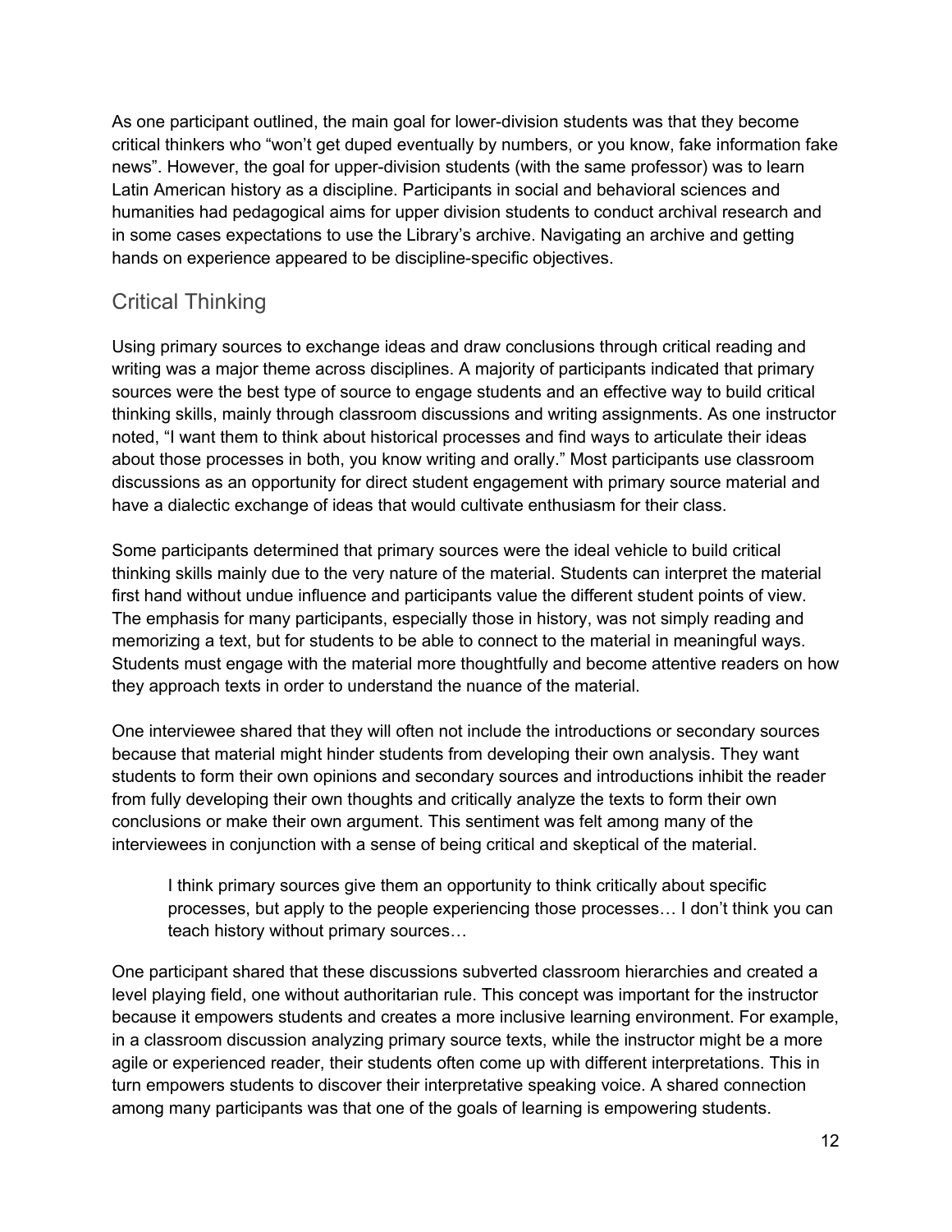As one participant outlined, the main goal for lower-division students was that they become critical thinkers who "won't get duped eventually by numbers, or you know, fake information fake news". However, the goal for upper-division students (with the same professor) was to learn Latin American history as a discipline. Participants in social and behavioral sciences and humanities had pedagogical aims for upper division students to conduct archival research and in some cases expectations to use the Library's archive. Navigating an archive and getting hands on experience appeared to be discipline-specific objectives.

## Critical Thinking

Using primary sources to exchange ideas and draw conclusions through critical reading and writing was a major theme across disciplines. A majority of participants indicated that primary sources were the best type of source to engage students and an effective way to build critical thinking skills, mainly through classroom discussions and writing assignments. As one instructor noted, "I want them to think about historical processes and find ways to articulate their ideas about those processes in both, you know writing and orally." Most participants use classroom discussions as an opportunity for direct student engagement with primary source material and have a dialectic exchange of ideas that would cultivate enthusiasm for their class.

Some participants determined that primary sources were the ideal vehicle to build critical thinking skills mainly due to the very nature of the material. Students can interpret the material first hand without undue influence and participants value the different student points of view. The emphasis for many participants, especially those in history, was not simply reading and memorizing a text, but for students to be able to connect to the material in meaningful ways. Students must engage with the material more thoughtfully and become attentive readers on how they approach texts in order to understand the nuance of the material.

One interviewee shared that they will often not include the introductions or secondary sources because that material might hinder students from developing their own analysis. They want students to form their own opinions and secondary sources and introductions inhibit the reader from fully developing their own thoughts and critically analyze the texts to form their own conclusions or make their own argument. This sentiment was felt among many of the interviewees in conjunction with a sense of being critical and skeptical of the material.

> I think primary sources give them an opportunity to think critically about specific processes, but apply to the people experiencing those processes… I don't think you can teach history without primary sources…

One participant shared that these discussions subverted classroom hierarchies and created a level playing field, one without authoritarian rule. This concept was important for the instructor because it empowers students and creates a more inclusive learning environment. For example, in a classroom discussion analyzing primary source texts, while the instructor might be a more agile or experienced reader, their students often come up with different interpretations. This in turn empowers students to discover their interpretative speaking voice. A shared connection among many participants was that one of the goals of learning is empowering students.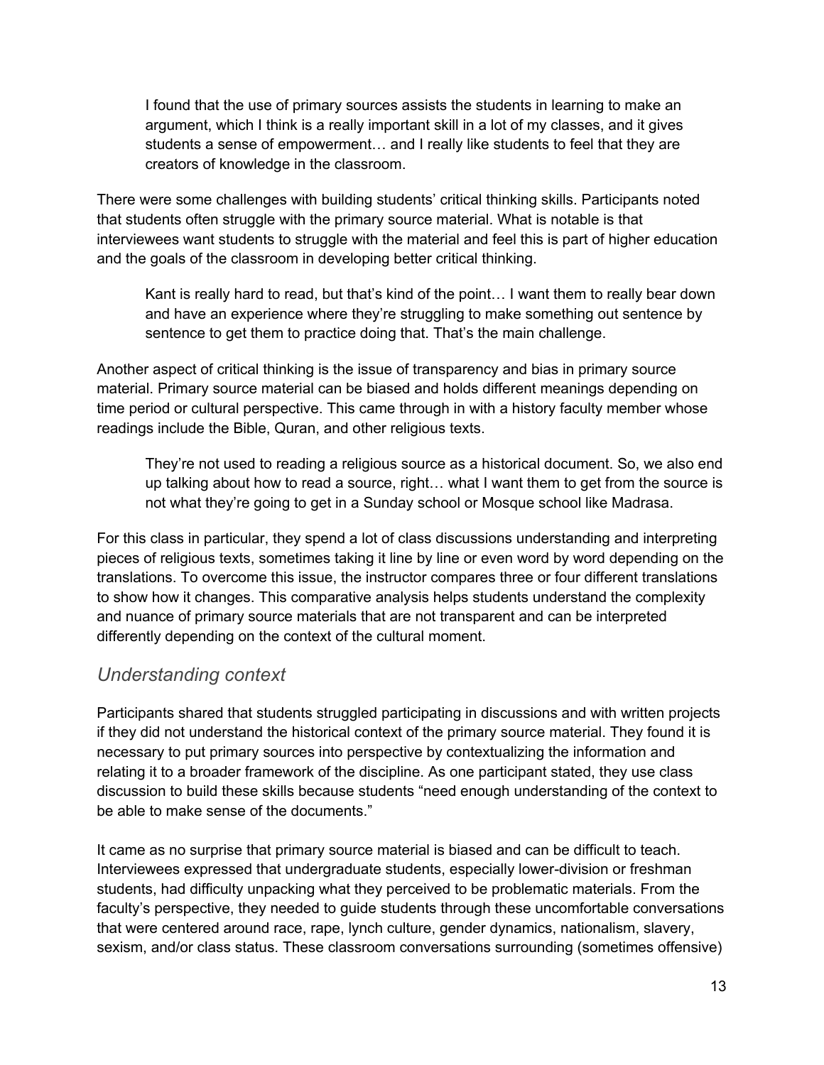> I found that the use of primary sources assists the students in learning to make an argument, which I think is a really important skill in a lot of my classes, and it gives students a sense of empowerment… and I really like students to feel that they are creators of knowledge in the classroom.

There were some challenges with building students' critical thinking skills. Participants noted that students often struggle with the primary source material. What is notable is that interviewees want students to struggle with the material and feel this is part of higher education and the goals of the classroom in developing better critical thinking.

> Kant is really hard to read, but that's kind of the point… I want them to really bear down and have an experience where they're struggling to make something out sentence by sentence to get them to practice doing that. That's the main challenge.

Another aspect of critical thinking is the issue of transparency and bias in primary source material. Primary source material can be biased and holds different meanings depending on time period or cultural perspective. This came through in with a history faculty member whose readings include the Bible, Quran, and other religious texts.

> They're not used to reading a religious source as a historical document. So, we also end up talking about how to read a source, right… what I want them to get from the source is not what they're going to get in a Sunday school or Mosque school like Madrasa.

For this class in particular, they spend a lot of class discussions understanding and interpreting pieces of religious texts, sometimes taking it line by line or even word by word depending on the translations. To overcome this issue, the instructor compares three or four different translations to show how it changes. This comparative analysis helps students understand the complexity and nuance of primary source materials that are not transparent and can be interpreted differently depending on the context of the cultural moment.

### *Understanding context*

Participants shared that students struggled participating in discussions and with written projects if they did not understand the historical context of the primary source material. They found it is necessary to put primary sources into perspective by contextualizing the information and relating it to a broader framework of the discipline. As one participant stated, they use class discussion to build these skills because students "need enough understanding of the context to be able to make sense of the documents."

It came as no surprise that primary source material is biased and can be difficult to teach. Interviewees expressed that undergraduate students, especially lower-division or freshman students, had difficulty unpacking what they perceived to be problematic materials. From the faculty's perspective, they needed to guide students through these uncomfortable conversations that were centered around race, rape, lynch culture, gender dynamics, nationalism, slavery, sexism, and/or class status. These classroom conversations surrounding (sometimes offensive)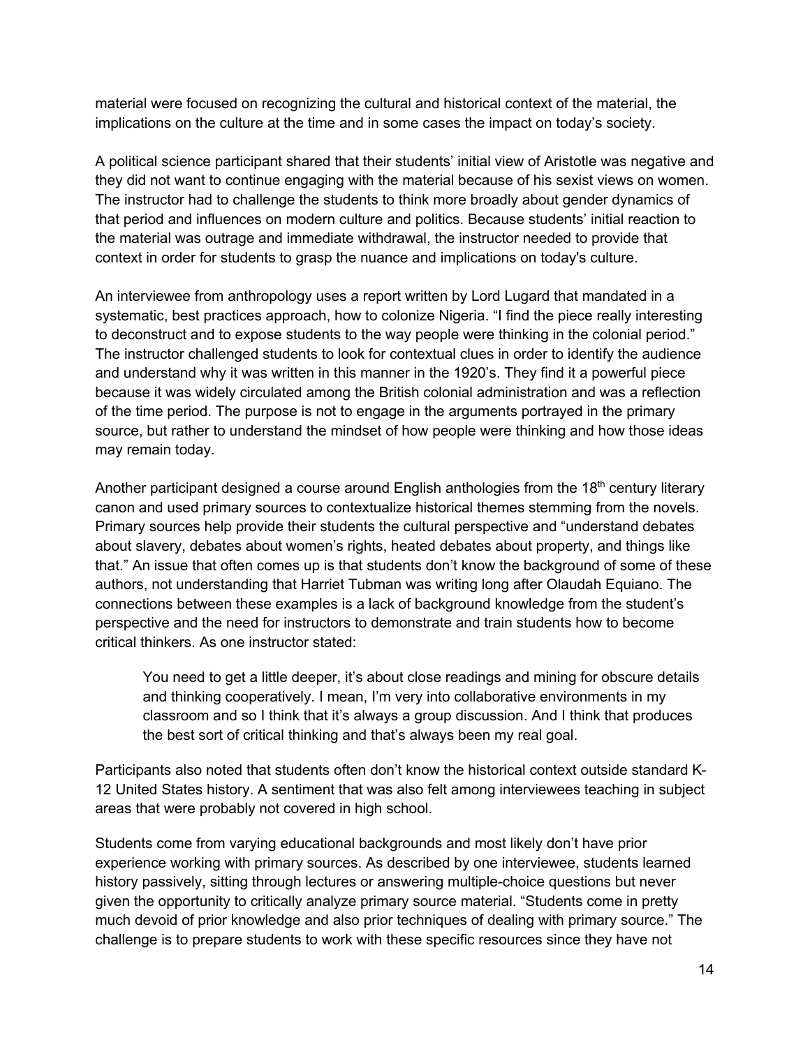material were focused on recognizing the cultural and historical context of the material, the implications on the culture at the time and in some cases the impact on today's society.

A political science participant shared that their students' initial view of Aristotle was negative and they did not want to continue engaging with the material because of his sexist views on women. The instructor had to challenge the students to think more broadly about gender dynamics of that period and influences on modern culture and politics. Because students' initial reaction to the material was outrage and immediate withdrawal, the instructor needed to provide that context in order for students to grasp the nuance and implications on today's culture.

An interviewee from anthropology uses a report written by Lord Lugard that mandated in a systematic, best practices approach, how to colonize Nigeria. "I find the piece really interesting to deconstruct and to expose students to the way people were thinking in the colonial period." The instructor challenged students to look for contextual clues in order to identify the audience and understand why it was written in this manner in the 1920's. They find it a powerful piece because it was widely circulated among the British colonial administration and was a reflection of the time period. The purpose is not to engage in the arguments portrayed in the primary source, but rather to understand the mindset of how people were thinking and how those ideas may remain today.

Another participant designed a course around English anthologies from the 18th century literary canon and used primary sources to contextualize historical themes stemming from the novels. Primary sources help provide their students the cultural perspective and "understand debates about slavery, debates about women's rights, heated debates about property, and things like that." An issue that often comes up is that students don't know the background of some of these authors, not understanding that Harriet Tubman was writing long after Olaudah Equiano. The connections between these examples is a lack of background knowledge from the student's perspective and the need for instructors to demonstrate and train students how to become critical thinkers. As one instructor stated:

> You need to get a little deeper, it's about close readings and mining for obscure details and thinking cooperatively. I mean, I'm very into collaborative environments in my classroom and so I think that it's always a group discussion. And I think that produces the best sort of critical thinking and that's always been my real goal.

Participants also noted that students often don't know the historical context outside standard K-12 United States history. A sentiment that was also felt among interviewees teaching in subject areas that were probably not covered in high school.

Students come from varying educational backgrounds and most likely don't have prior experience working with primary sources. As described by one interviewee, students learned history passively, sitting through lectures or answering multiple-choice questions but never given the opportunity to critically analyze primary source material. "Students come in pretty much devoid of prior knowledge and also prior techniques of dealing with primary source." The challenge is to prepare students to work with these specific resources since they have not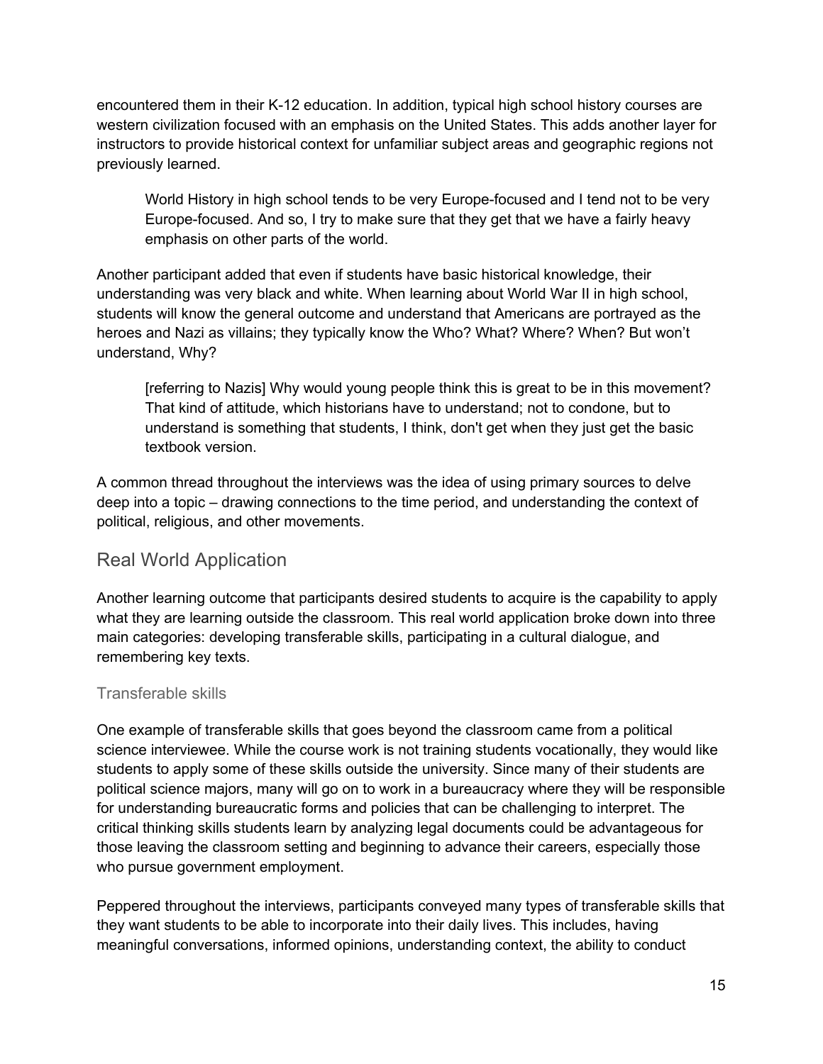encountered them in their K-12 education. In addition, typical high school history courses are western civilization focused with an emphasis on the United States. This adds another layer for instructors to provide historical context for unfamiliar subject areas and geographic regions not previously learned.

> World History in high school tends to be very Europe-focused and I tend not to be very Europe-focused. And so, I try to make sure that they get that we have a fairly heavy emphasis on other parts of the world.

Another participant added that even if students have basic historical knowledge, their understanding was very black and white. When learning about World War II in high school, students will know the general outcome and understand that Americans are portrayed as the heroes and Nazi as villains; they typically know the Who? What? Where? When? But won't understand, Why?

> [referring to Nazis] Why would young people think this is great to be in this movement? That kind of attitude, which historians have to understand; not to condone, but to understand is something that students, I think, don't get when they just get the basic textbook version.

A common thread throughout the interviews was the idea of using primary sources to delve deep into a topic – drawing connections to the time period, and understanding the context of political, religious, and other movements.

## Real World Application

Another learning outcome that participants desired students to acquire is the capability to apply what they are learning outside the classroom. This real world application broke down into three main categories: developing transferable skills, participating in a cultural dialogue, and remembering key texts.

### Transferable skills

One example of transferable skills that goes beyond the classroom came from a political science interviewee. While the course work is not training students vocationally, they would like students to apply some of these skills outside the university. Since many of their students are political science majors, many will go on to work in a bureaucracy where they will be responsible for understanding bureaucratic forms and policies that can be challenging to interpret. The critical thinking skills students learn by analyzing legal documents could be advantageous for those leaving the classroom setting and beginning to advance their careers, especially those who pursue government employment.

Peppered throughout the interviews, participants conveyed many types of transferable skills that they want students to be able to incorporate into their daily lives. This includes, having meaningful conversations, informed opinions, understanding context, the ability to conduct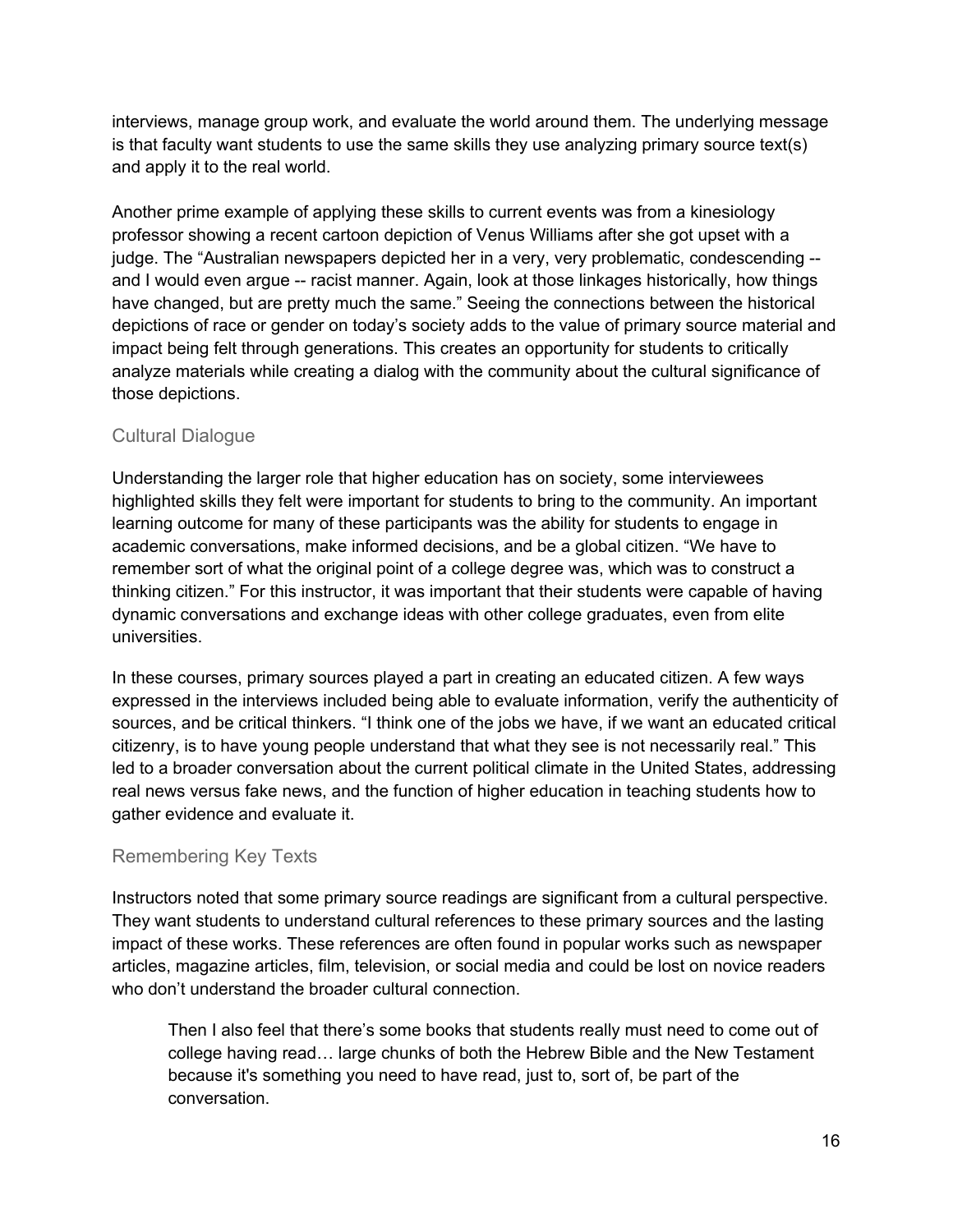interviews, manage group work, and evaluate the world around them. The underlying message is that faculty want students to use the same skills they use analyzing primary source text(s) and apply it to the real world.

Another prime example of applying these skills to current events was from a kinesiology professor showing a recent cartoon depiction of Venus Williams after she got upset with a judge. The "Australian newspapers depicted her in a very, very problematic, condescending -- and I would even argue -- racist manner. Again, look at those linkages historically, how things have changed, but are pretty much the same." Seeing the connections between the historical depictions of race or gender on today's society adds to the value of primary source material and impact being felt through generations. This creates an opportunity for students to critically analyze materials while creating a dialog with the community about the cultural significance of those depictions.

### Cultural Dialogue

Understanding the larger role that higher education has on society, some interviewees highlighted skills they felt were important for students to bring to the community. An important learning outcome for many of these participants was the ability for students to engage in academic conversations, make informed decisions, and be a global citizen. "We have to remember sort of what the original point of a college degree was, which was to construct a thinking citizen." For this instructor, it was important that their students were capable of having dynamic conversations and exchange ideas with other college graduates, even from elite universities.

In these courses, primary sources played a part in creating an educated citizen. A few ways expressed in the interviews included being able to evaluate information, verify the authenticity of sources, and be critical thinkers. "I think one of the jobs we have, if we want an educated critical citizenry, is to have young people understand that what they see is not necessarily real." This led to a broader conversation about the current political climate in the United States, addressing real news versus fake news, and the function of higher education in teaching students how to gather evidence and evaluate it.

### Remembering Key Texts

Instructors noted that some primary source readings are significant from a cultural perspective. They want students to understand cultural references to these primary sources and the lasting impact of these works. These references are often found in popular works such as newspaper articles, magazine articles, film, television, or social media and could be lost on novice readers who don't understand the broader cultural connection.

> Then I also feel that there's some books that students really must need to come out of college having read… large chunks of both the Hebrew Bible and the New Testament because it's something you need to have read, just to, sort of, be part of the conversation.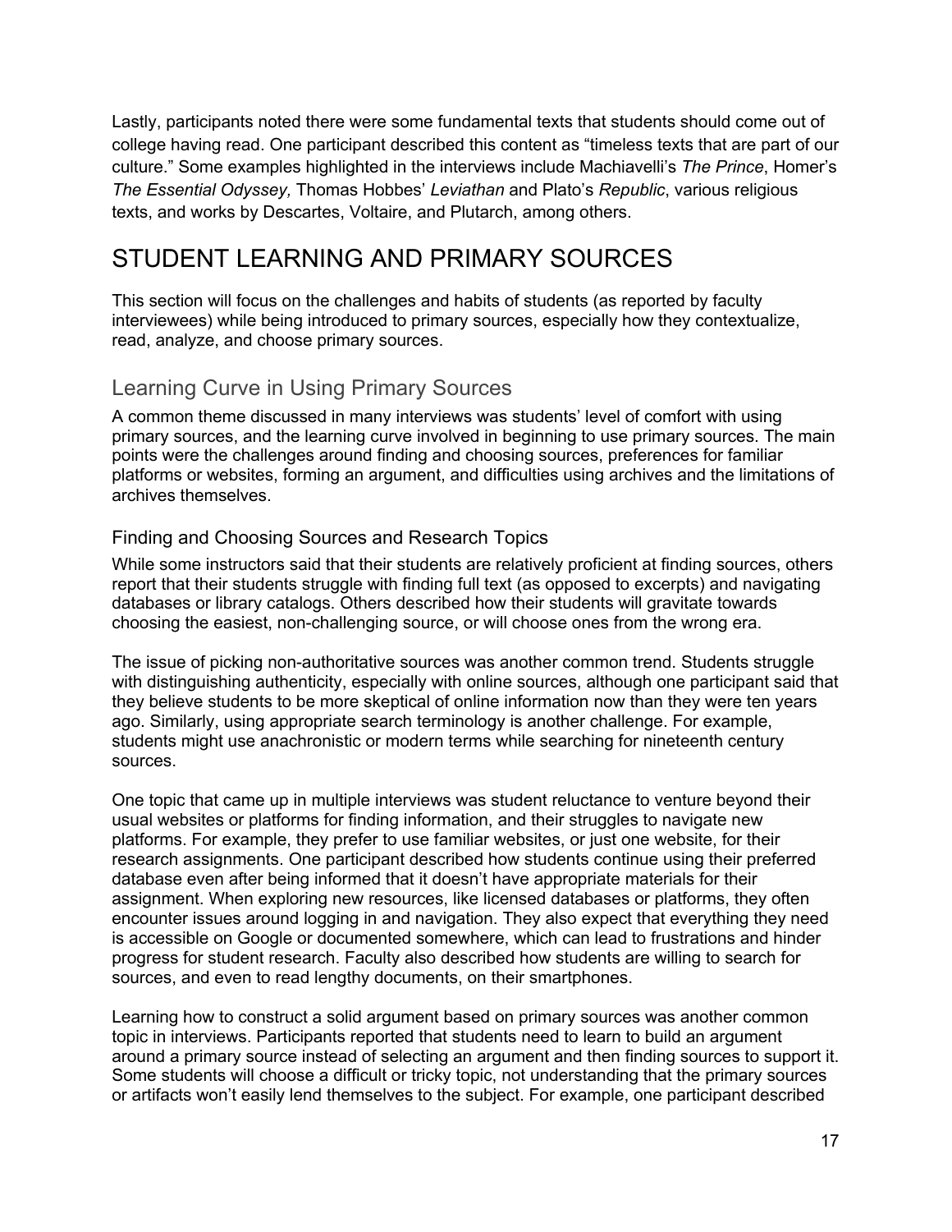Lastly, participants noted there were some fundamental texts that students should come out of college having read. One participant described this content as "timeless texts that are part of our culture." Some examples highlighted in the interviews include Machiavelli's *The Prince*, Homer's *The Essential Odyssey,* Thomas Hobbes' *Leviathan* and Plato's *Republic*, various religious texts, and works by Descartes, Voltaire, and Plutarch, among others.

# STUDENT LEARNING AND PRIMARY SOURCES

This section will focus on the challenges and habits of students (as reported by faculty interviewees) while being introduced to primary sources, especially how they contextualize, read, analyze, and choose primary sources.

## Learning Curve in Using Primary Sources

A common theme discussed in many interviews was students' level of comfort with using primary sources, and the learning curve involved in beginning to use primary sources. The main points were the challenges around finding and choosing sources, preferences for familiar platforms or websites, forming an argument, and difficulties using archives and the limitations of archives themselves.

### Finding and Choosing Sources and Research Topics

While some instructors said that their students are relatively proficient at finding sources, others report that their students struggle with finding full text (as opposed to excerpts) and navigating databases or library catalogs. Others described how their students will gravitate towards choosing the easiest, non-challenging source, or will choose ones from the wrong era.

The issue of picking non-authoritative sources was another common trend. Students struggle with distinguishing authenticity, especially with online sources, although one participant said that they believe students to be more skeptical of online information now than they were ten years ago. Similarly, using appropriate search terminology is another challenge. For example, students might use anachronistic or modern terms while searching for nineteenth century sources.

One topic that came up in multiple interviews was student reluctance to venture beyond their usual websites or platforms for finding information, and their struggles to navigate new platforms. For example, they prefer to use familiar websites, or just one website, for their research assignments. One participant described how students continue using their preferred database even after being informed that it doesn't have appropriate materials for their assignment. When exploring new resources, like licensed databases or platforms, they often encounter issues around logging in and navigation. They also expect that everything they need is accessible on Google or documented somewhere, which can lead to frustrations and hinder progress for student research. Faculty also described how students are willing to search for sources, and even to read lengthy documents, on their smartphones.

Learning how to construct a solid argument based on primary sources was another common topic in interviews. Participants reported that students need to learn to build an argument around a primary source instead of selecting an argument and then finding sources to support it. Some students will choose a difficult or tricky topic, not understanding that the primary sources or artifacts won't easily lend themselves to the subject. For example, one participant described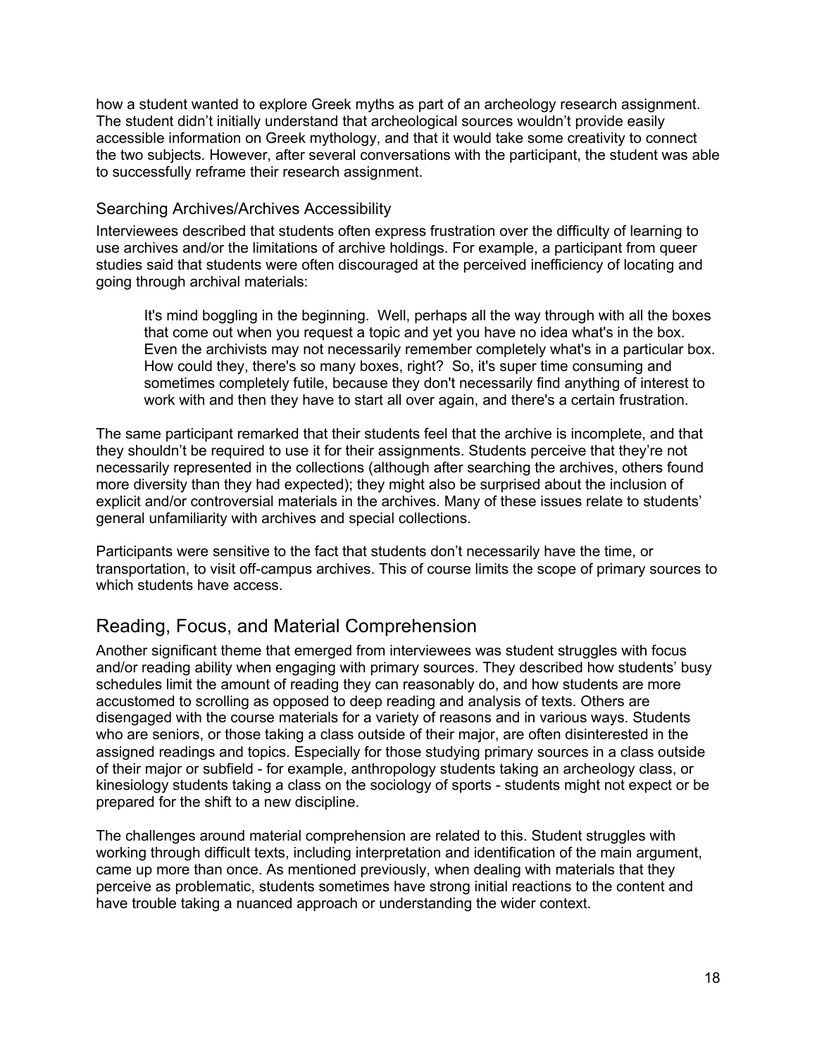how a student wanted to explore Greek myths as part of an archeology research assignment. The student didn't initially understand that archeological sources wouldn't provide easily accessible information on Greek mythology, and that it would take some creativity to connect the two subjects. However, after several conversations with the participant, the student was able to successfully reframe their research assignment.

### Searching Archives/Archives Accessibility

Interviewees described that students often express frustration over the difficulty of learning to use archives and/or the limitations of archive holdings. For example, a participant from queer studies said that students were often discouraged at the perceived inefficiency of locating and going through archival materials:

> It's mind boggling in the beginning. Well, perhaps all the way through with all the boxes that come out when you request a topic and yet you have no idea what's in the box. Even the archivists may not necessarily remember completely what's in a particular box. How could they, there's so many boxes, right? So, it's super time consuming and sometimes completely futile, because they don't necessarily find anything of interest to work with and then they have to start all over again, and there's a certain frustration.

The same participant remarked that their students feel that the archive is incomplete, and that they shouldn't be required to use it for their assignments. Students perceive that they're not necessarily represented in the collections (although after searching the archives, others found more diversity than they had expected); they might also be surprised about the inclusion of explicit and/or controversial materials in the archives. Many of these issues relate to students' general unfamiliarity with archives and special collections.

Participants were sensitive to the fact that students don't necessarily have the time, or transportation, to visit off-campus archives. This of course limits the scope of primary sources to which students have access.

## Reading, Focus, and Material Comprehension

Another significant theme that emerged from interviewees was student struggles with focus and/or reading ability when engaging with primary sources. They described how students' busy schedules limit the amount of reading they can reasonably do, and how students are more accustomed to scrolling as opposed to deep reading and analysis of texts. Others are disengaged with the course materials for a variety of reasons and in various ways. Students who are seniors, or those taking a class outside of their major, are often disinterested in the assigned readings and topics. Especially for those studying primary sources in a class outside of their major or subfield - for example, anthropology students taking an archeology class, or kinesiology students taking a class on the sociology of sports - students might not expect or be prepared for the shift to a new discipline.

The challenges around material comprehension are related to this. Student struggles with working through difficult texts, including interpretation and identification of the main argument, came up more than once. As mentioned previously, when dealing with materials that they perceive as problematic, students sometimes have strong initial reactions to the content and have trouble taking a nuanced approach or understanding the wider context.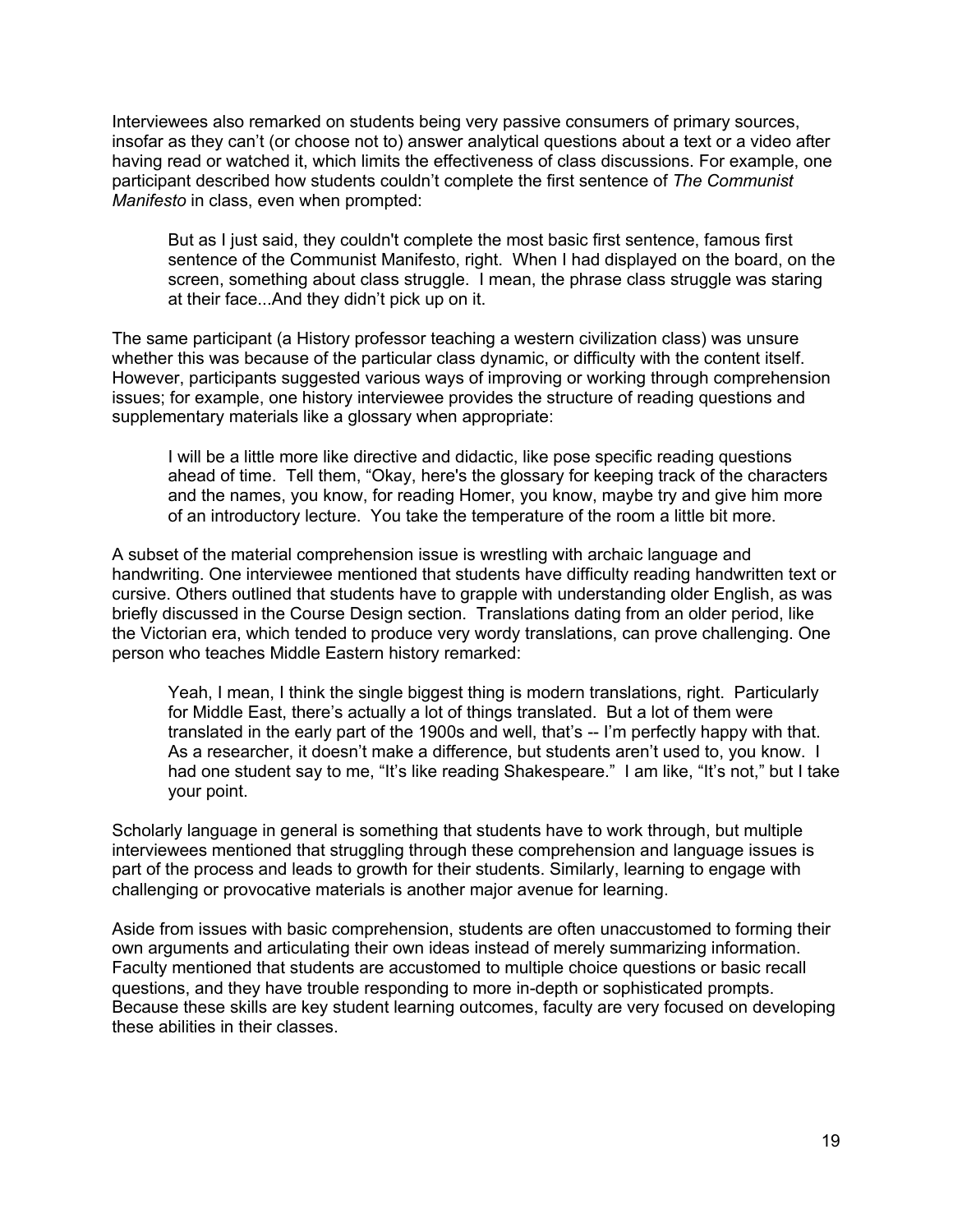Interviewees also remarked on students being very passive consumers of primary sources, insofar as they can't (or choose not to) answer analytical questions about a text or a video after having read or watched it, which limits the effectiveness of class discussions. For example, one participant described how students couldn't complete the first sentence of *The Communist Manifesto* in class, even when prompted:

> But as I just said, they couldn't complete the most basic first sentence, famous first sentence of the Communist Manifesto, right. When I had displayed on the board, on the screen, something about class struggle. I mean, the phrase class struggle was staring at their face...And they didn't pick up on it.

The same participant (a History professor teaching a western civilization class) was unsure whether this was because of the particular class dynamic, or difficulty with the content itself. However, participants suggested various ways of improving or working through comprehension issues; for example, one history interviewee provides the structure of reading questions and supplementary materials like a glossary when appropriate:

> I will be a little more like directive and didactic, like pose specific reading questions ahead of time. Tell them, "Okay, here's the glossary for keeping track of the characters and the names, you know, for reading Homer, you know, maybe try and give him more of an introductory lecture. You take the temperature of the room a little bit more.

A subset of the material comprehension issue is wrestling with archaic language and handwriting. One interviewee mentioned that students have difficulty reading handwritten text or cursive. Others outlined that students have to grapple with understanding older English, as was briefly discussed in the Course Design section. Translations dating from an older period, like the Victorian era, which tended to produce very wordy translations, can prove challenging. One person who teaches Middle Eastern history remarked:

> Yeah, I mean, I think the single biggest thing is modern translations, right. Particularly for Middle East, there's actually a lot of things translated. But a lot of them were translated in the early part of the 1900s and well, that's -- I'm perfectly happy with that. As a researcher, it doesn't make a difference, but students aren't used to, you know. I had one student say to me, "It's like reading Shakespeare." I am like, "It's not," but I take your point.

Scholarly language in general is something that students have to work through, but multiple interviewees mentioned that struggling through these comprehension and language issues is part of the process and leads to growth for their students. Similarly, learning to engage with challenging or provocative materials is another major avenue for learning.

Aside from issues with basic comprehension, students are often unaccustomed to forming their own arguments and articulating their own ideas instead of merely summarizing information. Faculty mentioned that students are accustomed to multiple choice questions or basic recall questions, and they have trouble responding to more in-depth or sophisticated prompts. Because these skills are key student learning outcomes, faculty are very focused on developing these abilities in their classes.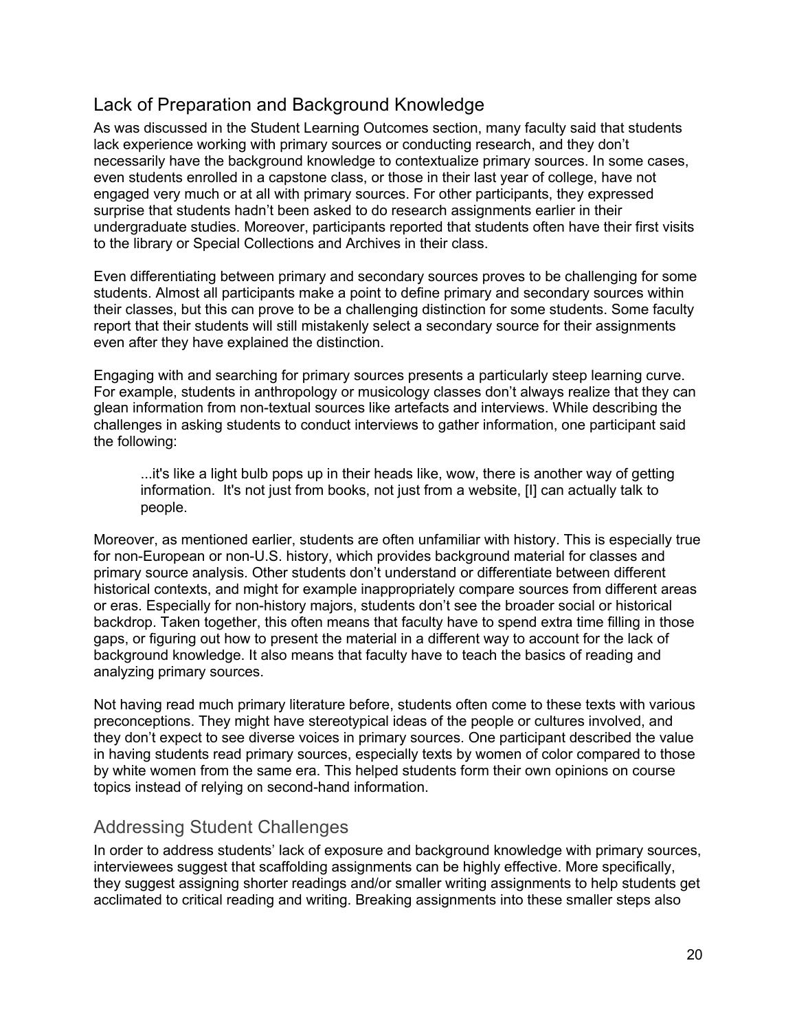## Lack of Preparation and Background Knowledge

As was discussed in the Student Learning Outcomes section, many faculty said that students lack experience working with primary sources or conducting research, and they don't necessarily have the background knowledge to contextualize primary sources. In some cases, even students enrolled in a capstone class, or those in their last year of college, have not engaged very much or at all with primary sources. For other participants, they expressed surprise that students hadn't been asked to do research assignments earlier in their undergraduate studies. Moreover, participants reported that students often have their first visits to the library or Special Collections and Archives in their class.

Even differentiating between primary and secondary sources proves to be challenging for some students. Almost all participants make a point to define primary and secondary sources within their classes, but this can prove to be a challenging distinction for some students. Some faculty report that their students will still mistakenly select a secondary source for their assignments even after they have explained the distinction.

Engaging with and searching for primary sources presents a particularly steep learning curve. For example, students in anthropology or musicology classes don't always realize that they can glean information from non-textual sources like artefacts and interviews. While describing the challenges in asking students to conduct interviews to gather information, one participant said the following:

> ...it's like a light bulb pops up in their heads like, wow, there is another way of getting information. It's not just from books, not just from a website, [I] can actually talk to people.

Moreover, as mentioned earlier, students are often unfamiliar with history. This is especially true for non-European or non-U.S. history, which provides background material for classes and primary source analysis. Other students don't understand or differentiate between different historical contexts, and might for example inappropriately compare sources from different areas or eras. Especially for non-history majors, students don't see the broader social or historical backdrop. Taken together, this often means that faculty have to spend extra time filling in those gaps, or figuring out how to present the material in a different way to account for the lack of background knowledge. It also means that faculty have to teach the basics of reading and analyzing primary sources.

Not having read much primary literature before, students often come to these texts with various preconceptions. They might have stereotypical ideas of the people or cultures involved, and they don't expect to see diverse voices in primary sources. One participant described the value in having students read primary sources, especially texts by women of color compared to those by white women from the same era. This helped students form their own opinions on course topics instead of relying on second-hand information.

## Addressing Student Challenges

In order to address students' lack of exposure and background knowledge with primary sources, interviewees suggest that scaffolding assignments can be highly effective. More specifically, they suggest assigning shorter readings and/or smaller writing assignments to help students get acclimated to critical reading and writing. Breaking assignments into these smaller steps also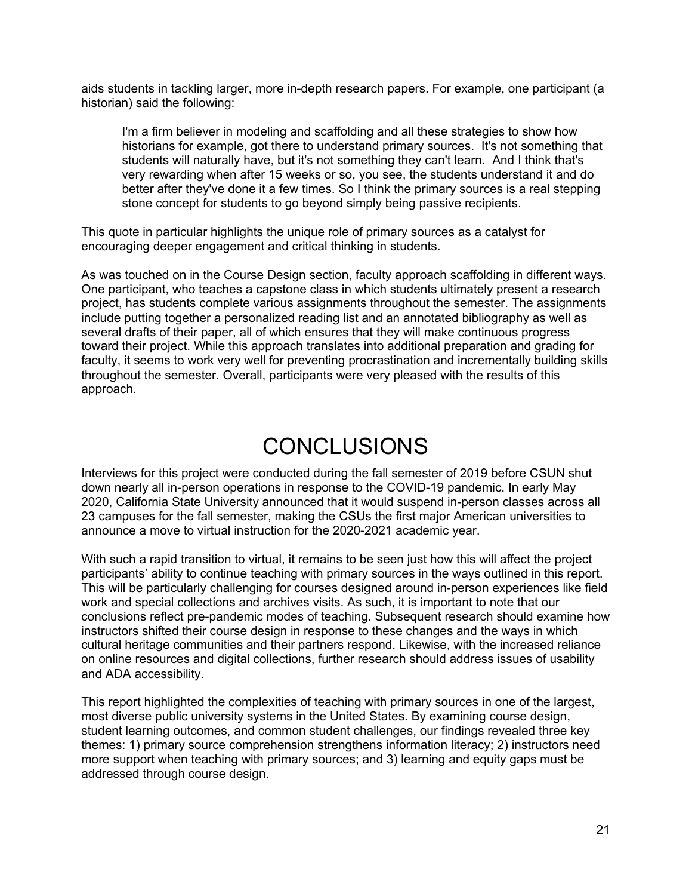aids students in tackling larger, more in-depth research papers. For example, one participant (a historian) said the following:

> I'm a firm believer in modeling and scaffolding and all these strategies to show how historians for example, got there to understand primary sources. It's not something that students will naturally have, but it's not something they can't learn. And I think that's very rewarding when after 15 weeks or so, you see, the students understand it and do better after they've done it a few times. So I think the primary sources is a real stepping stone concept for students to go beyond simply being passive recipients.

This quote in particular highlights the unique role of primary sources as a catalyst for encouraging deeper engagement and critical thinking in students.

As was touched on in the Course Design section, faculty approach scaffolding in different ways. One participant, who teaches a capstone class in which students ultimately present a research project, has students complete various assignments throughout the semester. The assignments include putting together a personalized reading list and an annotated bibliography as well as several drafts of their paper, all of which ensures that they will make continuous progress toward their project. While this approach translates into additional preparation and grading for faculty, it seems to work very well for preventing procrastination and incrementally building skills throughout the semester. Overall, participants were very pleased with the results of this approach.

# CONCLUSIONS

Interviews for this project were conducted during the fall semester of 2019 before CSUN shut down nearly all in-person operations in response to the COVID-19 pandemic. In early May 2020, California State University announced that it would suspend in-person classes across all 23 campuses for the fall semester, making the CSUs the first major American universities to announce a move to virtual instruction for the 2020-2021 academic year.

With such a rapid transition to virtual, it remains to be seen just how this will affect the project participants' ability to continue teaching with primary sources in the ways outlined in this report. This will be particularly challenging for courses designed around in-person experiences like field work and special collections and archives visits. As such, it is important to note that our conclusions reflect pre-pandemic modes of teaching. Subsequent research should examine how instructors shifted their course design in response to these changes and the ways in which cultural heritage communities and their partners respond. Likewise, with the increased reliance on online resources and digital collections, further research should address issues of usability and ADA accessibility.

This report highlighted the complexities of teaching with primary sources in one of the largest, most diverse public university systems in the United States. By examining course design, student learning outcomes, and common student challenges, our findings revealed three key themes: 1) primary source comprehension strengthens information literacy; 2) instructors need more support when teaching with primary sources; and 3) learning and equity gaps must be addressed through course design.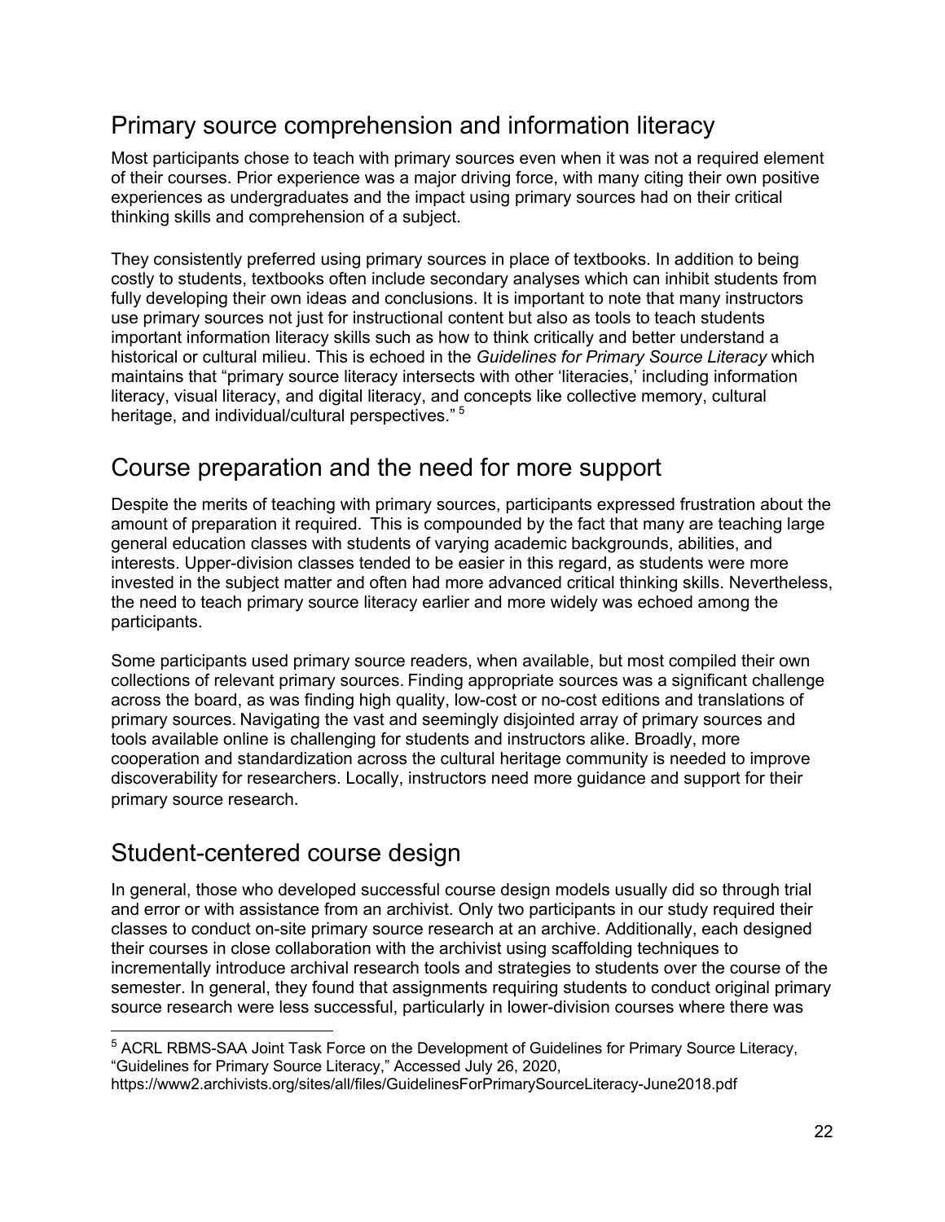## Primary source comprehension and information literacy

Most participants chose to teach with primary sources even when it was not a required element of their courses. Prior experience was a major driving force, with many citing their own positive experiences as undergraduates and the impact using primary sources had on their critical thinking skills and comprehension of a subject.

They consistently preferred using primary sources in place of textbooks. In addition to being costly to students, textbooks often include secondary analyses which can inhibit students from fully developing their own ideas and conclusions. It is important to note that many instructors use primary sources not just for instructional content but also as tools to teach students important information literacy skills such as how to think critically and better understand a historical or cultural milieu. This is echoed in the *Guidelines for Primary Source Literacy* which maintains that "primary source literacy intersects with other 'literacies,' including information literacy, visual literacy, and digital literacy, and concepts like collective memory, cultural heritage, and individual/cultural perspectives." [5]

## Course preparation and the need for more support

Despite the merits of teaching with primary sources, participants expressed frustration about the amount of preparation it required. This is compounded by the fact that many are teaching large general education classes with students of varying academic backgrounds, abilities, and interests. Upper-division classes tended to be easier in this regard, as students were more invested in the subject matter and often had more advanced critical thinking skills. Nevertheless, the need to teach primary source literacy earlier and more widely was echoed among the participants.

Some participants used primary source readers, when available, but most compiled their own collections of relevant primary sources. Finding appropriate sources was a significant challenge across the board, as was finding high quality, low-cost or no-cost editions and translations of primary sources. Navigating the vast and seemingly disjointed array of primary sources and tools available online is challenging for students and instructors alike. Broadly, more cooperation and standardization across the cultural heritage community is needed to improve discoverability for researchers. Locally, instructors need more guidance and support for their primary source research.

## Student-centered course design

In general, those who developed successful course design models usually did so through trial and error or with assistance from an archivist. Only two participants in our study required their classes to conduct on-site primary source research at an archive. Additionally, each designed their courses in close collaboration with the archivist using scaffolding techniques to incrementally introduce archival research tools and strategies to students over the course of the semester. In general, they found that assignments requiring students to conduct original primary source research were less successful, particularly in lower-division courses where there was

[5] ACRL RBMS-SAA Joint Task Force on the Development of Guidelines for Primary Source Literacy, "Guidelines for Primary Source Literacy," Accessed July 26, 2020, https://www2.archivists.org/sites/all/files/GuidelinesForPrimarySourceLiteracy-June2018.pdf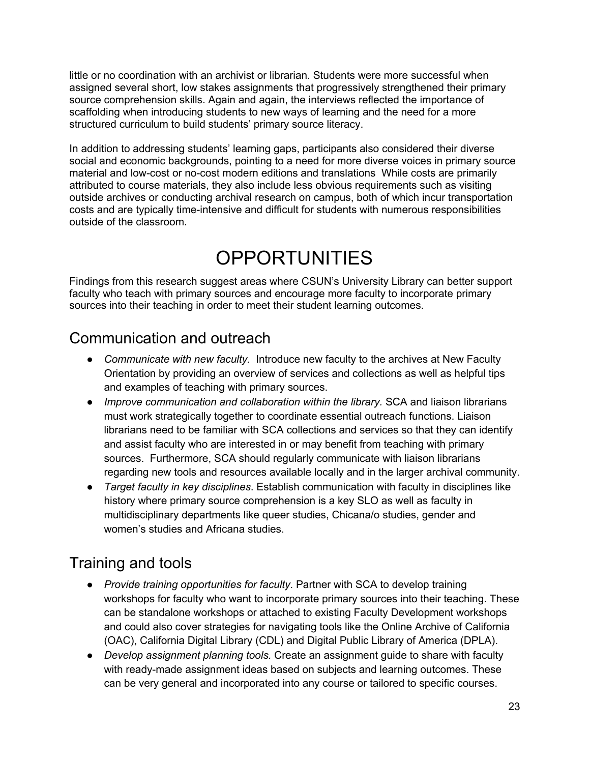little or no coordination with an archivist or librarian. Students were more successful when assigned several short, low stakes assignments that progressively strengthened their primary source comprehension skills. Again and again, the interviews reflected the importance of scaffolding when introducing students to new ways of learning and the need for a more structured curriculum to build students' primary source literacy.

In addition to addressing students' learning gaps, participants also considered their diverse social and economic backgrounds, pointing to a need for more diverse voices in primary source material and low-cost or no-cost modern editions and translations  While costs are primarily attributed to course materials, they also include less obvious requirements such as visiting outside archives or conducting archival research on campus, both of which incur transportation costs and are typically time-intensive and difficult for students with numerous responsibilities outside of the classroom.

# OPPORTUNITIES

Findings from this research suggest areas where CSUN's University Library can better support faculty who teach with primary sources and encourage more faculty to incorporate primary sources into their teaching in order to meet their student learning outcomes.

## Communication and outreach

- *Communicate with new faculty.* Introduce new faculty to the archives at New Faculty Orientation by providing an overview of services and collections as well as helpful tips and examples of teaching with primary sources.
- *Improve communication and collaboration within the library*. SCA and liaison librarians must work strategically together to coordinate essential outreach functions. Liaison librarians need to be familiar with SCA collections and services so that they can identify and assist faculty who are interested in or may benefit from teaching with primary sources. Furthermore, SCA should regularly communicate with liaison librarians regarding new tools and resources available locally and in the larger archival community.
- *Target faculty in key disciplines*. Establish communication with faculty in disciplines like history where primary source comprehension is a key SLO as well as faculty in multidisciplinary departments like queer studies, Chicana/o studies, gender and women's studies and Africana studies.

## Training and tools

- *Provide training opportunities for faculty*. Partner with SCA to develop training workshops for faculty who want to incorporate primary sources into their teaching. These can be standalone workshops or attached to existing Faculty Development workshops and could also cover strategies for navigating tools like the Online Archive of California (OAC), California Digital Library (CDL) and Digital Public Library of America (DPLA).
- *Develop assignment planning tools.* Create an assignment guide to share with faculty with ready-made assignment ideas based on subjects and learning outcomes. These can be very general and incorporated into any course or tailored to specific courses.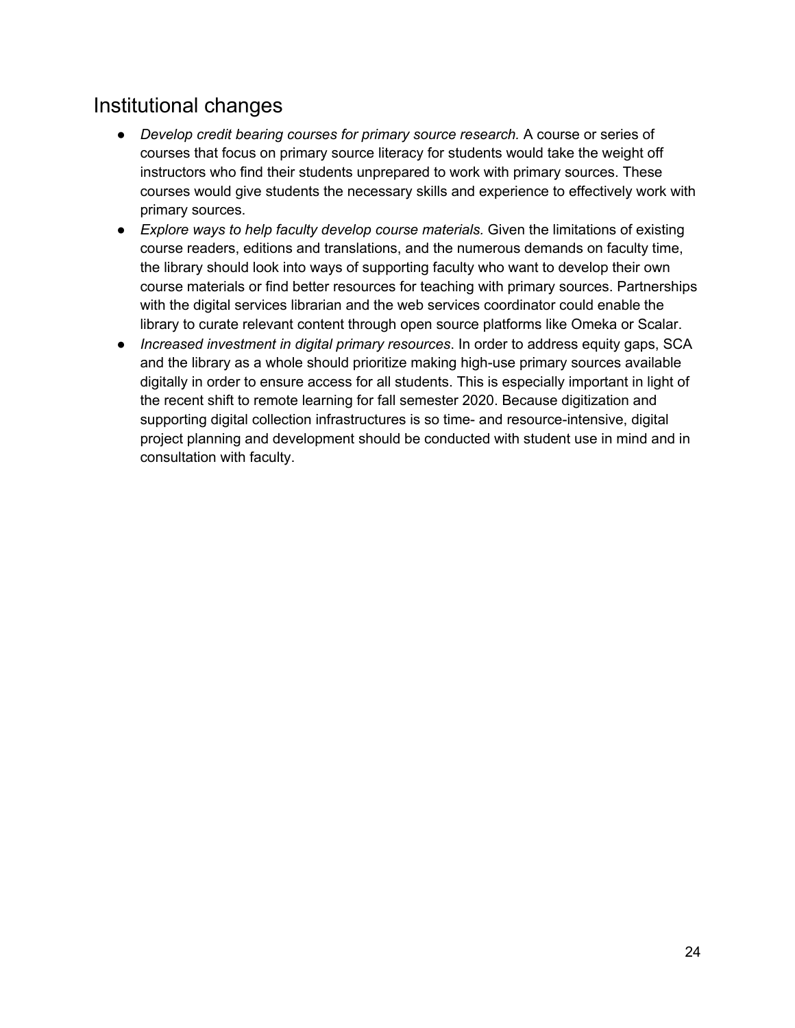## Institutional changes

- *Develop credit bearing courses for primary source research.* A course or series of courses that focus on primary source literacy for students would take the weight off instructors who find their students unprepared to work with primary sources. These courses would give students the necessary skills and experience to effectively work with primary sources.
- *Explore ways to help faculty develop course materials.* Given the limitations of existing course readers, editions and translations, and the numerous demands on faculty time, the library should look into ways of supporting faculty who want to develop their own course materials or find better resources for teaching with primary sources. Partnerships with the digital services librarian and the web services coordinator could enable the library to curate relevant content through open source platforms like Omeka or Scalar.
- *Increased investment in digital primary resources*. In order to address equity gaps, SCA and the library as a whole should prioritize making high-use primary sources available digitally in order to ensure access for all students. This is especially important in light of the recent shift to remote learning for fall semester 2020. Because digitization and supporting digital collection infrastructures is so time- and resource-intensive, digital project planning and development should be conducted with student use in mind and in consultation with faculty.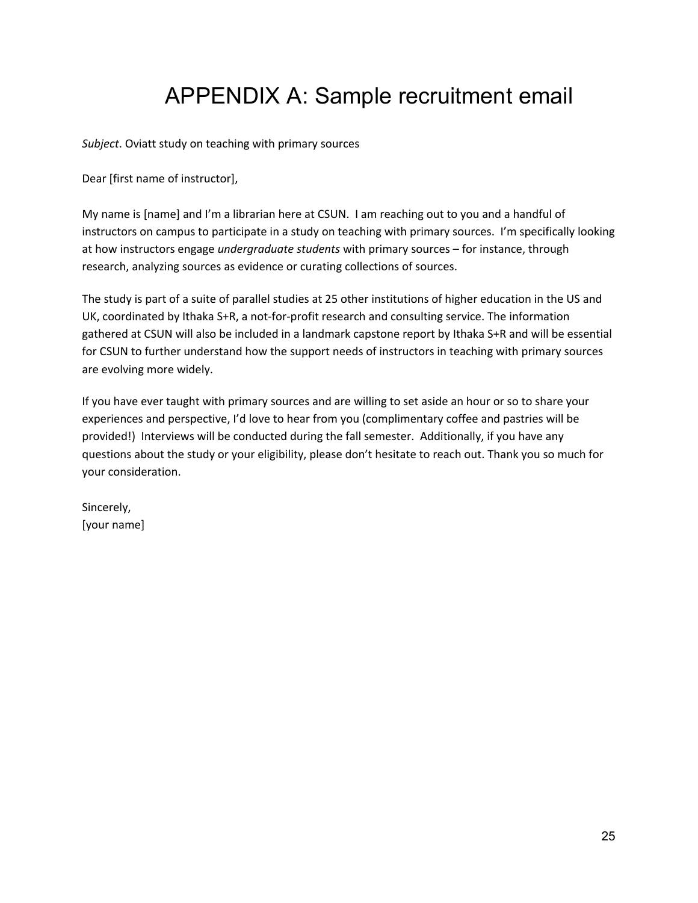# APPENDIX A: Sample recruitment email

*Subject*. Oviatt study on teaching with primary sources

Dear [first name of instructor],

My name is [name] and I'm a librarian here at CSUN. I am reaching out to you and a handful of instructors on campus to participate in a study on teaching with primary sources. I'm specifically looking at how instructors engage *undergraduate students* with primary sources – for instance, through research, analyzing sources as evidence or curating collections of sources.

The study is part of a suite of parallel studies at 25 other institutions of higher education in the US and UK, coordinated by Ithaka S+R, a not-for-profit research and consulting service. The information gathered at CSUN will also be included in a landmark capstone report by Ithaka S+R and will be essential for CSUN to further understand how the support needs of instructors in teaching with primary sources are evolving more widely.

If you have ever taught with primary sources and are willing to set aside an hour or so to share your experiences and perspective, I'd love to hear from you (complimentary coffee and pastries will be provided!) Interviews will be conducted during the fall semester. Additionally, if you have any questions about the study or your eligibility, please don't hesitate to reach out. Thank you so much for your consideration.

Sincerely,
[your name]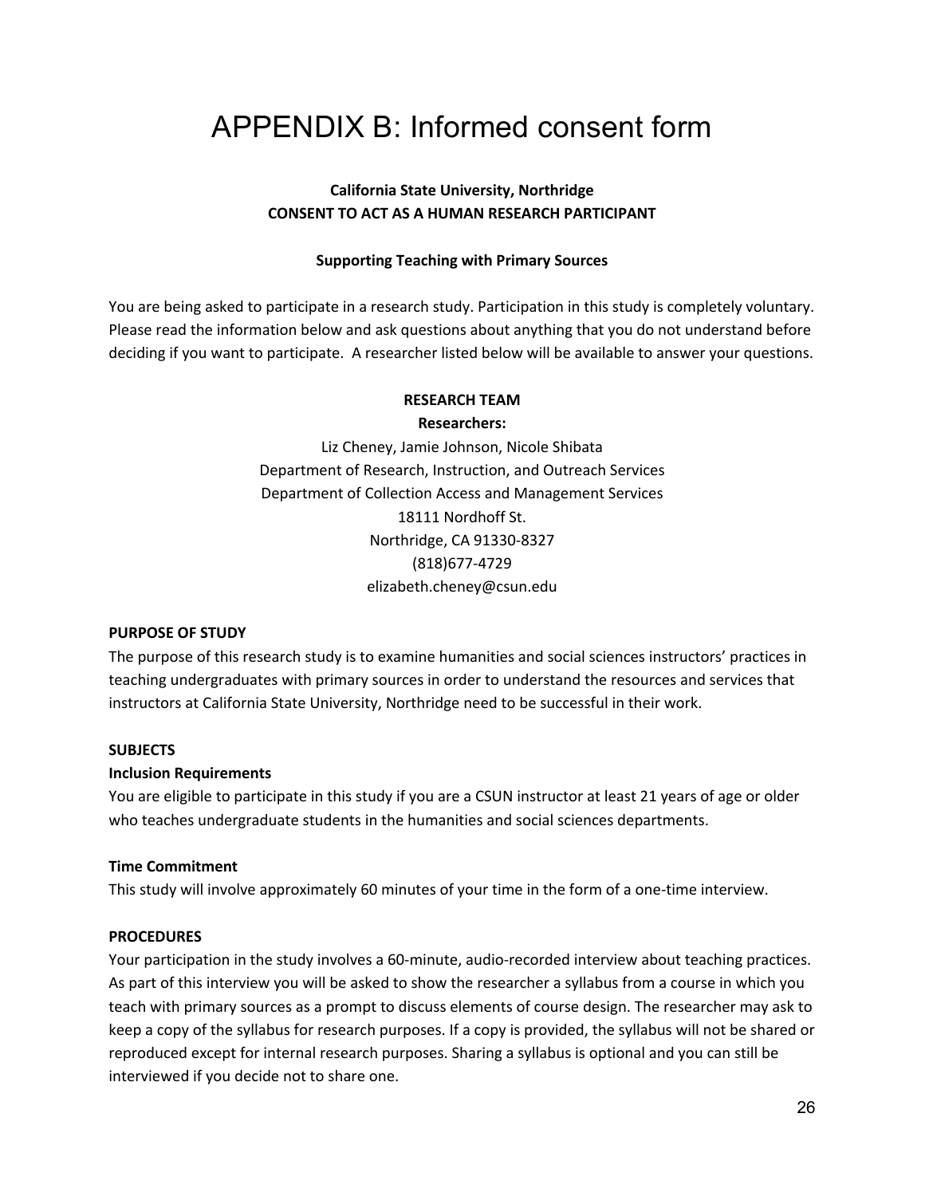# APPENDIX B: Informed consent form

**California State University, Northridge**
**CONSENT TO ACT AS A HUMAN RESEARCH PARTICIPANT**

**Supporting Teaching with Primary Sources**

You are being asked to participate in a research study. Participation in this study is completely voluntary. Please read the information below and ask questions about anything that you do not understand before deciding if you want to participate. A researcher listed below will be available to answer your questions.

**RESEARCH TEAM**

**Researchers:**

Liz Cheney, Jamie Johnson, Nicole Shibata
Department of Research, Instruction, and Outreach Services
Department of Collection Access and Management Services
18111 Nordhoff St.
Northridge, CA 91330-8327
(818)677-4729
elizabeth.cheney@csun.edu

**PURPOSE OF STUDY**

The purpose of this research study is to examine humanities and social sciences instructors' practices in teaching undergraduates with primary sources in order to understand the resources and services that instructors at California State University, Northridge need to be successful in their work.

**SUBJECTS**

**Inclusion Requirements**

You are eligible to participate in this study if you are a CSUN instructor at least 21 years of age or older who teaches undergraduate students in the humanities and social sciences departments.

**Time Commitment**

This study will involve approximately 60 minutes of your time in the form of a one-time interview.

**PROCEDURES**

Your participation in the study involves a 60-minute, audio-recorded interview about teaching practices. As part of this interview you will be asked to show the researcher a syllabus from a course in which you teach with primary sources as a prompt to discuss elements of course design. The researcher may ask to keep a copy of the syllabus for research purposes. If a copy is provided, the syllabus will not be shared or reproduced except for internal research purposes. Sharing a syllabus is optional and you can still be interviewed if you decide not to share one.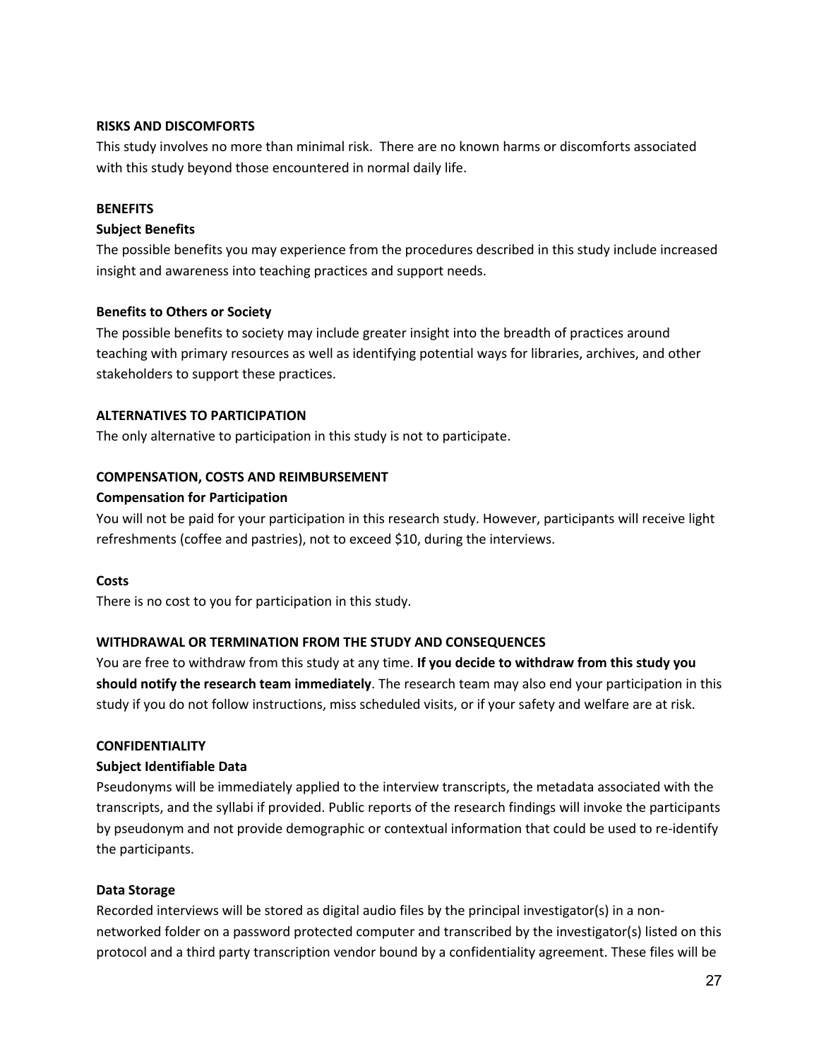**RISKS AND DISCOMFORTS**

This study involves no more than minimal risk. There are no known harms or discomforts associated with this study beyond those encountered in normal daily life.

**BENEFITS**

**Subject Benefits**

The possible benefits you may experience from the procedures described in this study include increased insight and awareness into teaching practices and support needs.

**Benefits to Others or Society**

The possible benefits to society may include greater insight into the breadth of practices around teaching with primary resources as well as identifying potential ways for libraries, archives, and other stakeholders to support these practices.

**ALTERNATIVES TO PARTICIPATION**

The only alternative to participation in this study is not to participate.

**COMPENSATION, COSTS AND REIMBURSEMENT**

**Compensation for Participation**

You will not be paid for your participation in this research study. However, participants will receive light refreshments (coffee and pastries), not to exceed $10, during the interviews.

**Costs**

There is no cost to you for participation in this study.

**WITHDRAWAL OR TERMINATION FROM THE STUDY AND CONSEQUENCES**

You are free to withdraw from this study at any time. **If you decide to withdraw from this study you should notify the research team immediately**. The research team may also end your participation in this study if you do not follow instructions, miss scheduled visits, or if your safety and welfare are at risk.

**CONFIDENTIALITY**

**Subject Identifiable Data**

Pseudonyms will be immediately applied to the interview transcripts, the metadata associated with the transcripts, and the syllabi if provided. Public reports of the research findings will invoke the participants by pseudonym and not provide demographic or contextual information that could be used to re-identify the participants.

**Data Storage**

Recorded interviews will be stored as digital audio files by the principal investigator(s) in a non-networked folder on a password protected computer and transcribed by the investigator(s) listed on this protocol and a third party transcription vendor bound by a confidentiality agreement. These files will be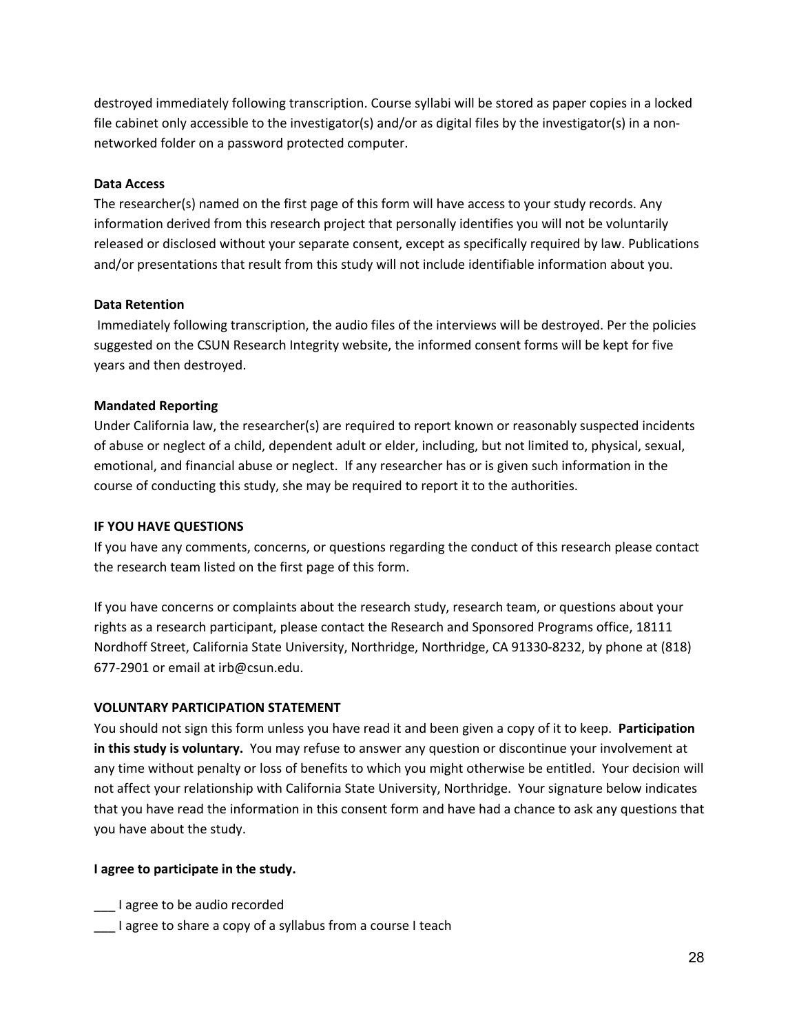destroyed immediately following transcription. Course syllabi will be stored as paper copies in a locked file cabinet only accessible to the investigator(s) and/or as digital files by the investigator(s) in a non-networked folder on a password protected computer.

**Data Access**

The researcher(s) named on the first page of this form will have access to your study records. Any information derived from this research project that personally identifies you will not be voluntarily released or disclosed without your separate consent, except as specifically required by law. Publications and/or presentations that result from this study will not include identifiable information about you.

**Data Retention**

Immediately following transcription, the audio files of the interviews will be destroyed. Per the policies suggested on the CSUN Research Integrity website, the informed consent forms will be kept for five years and then destroyed.

**Mandated Reporting**

Under California law, the researcher(s) are required to report known or reasonably suspected incidents of abuse or neglect of a child, dependent adult or elder, including, but not limited to, physical, sexual, emotional, and financial abuse or neglect. If any researcher has or is given such information in the course of conducting this study, she may be required to report it to the authorities.

**IF YOU HAVE QUESTIONS**

If you have any comments, concerns, or questions regarding the conduct of this research please contact the research team listed on the first page of this form.

If you have concerns or complaints about the research study, research team, or questions about your rights as a research participant, please contact the Research and Sponsored Programs office, 18111 Nordhoff Street, California State University, Northridge, Northridge, CA 91330-8232, by phone at (818) 677-2901 or email at irb@csun.edu.

**VOLUNTARY PARTICIPATION STATEMENT**

You should not sign this form unless you have read it and been given a copy of it to keep. **Participation in this study is voluntary.** You may refuse to answer any question or discontinue your involvement at any time without penalty or loss of benefits to which you might otherwise be entitled. Your decision will not affect your relationship with California State University, Northridge. Your signature below indicates that you have read the information in this consent form and have had a chance to ask any questions that you have about the study.

**I agree to participate in the study.**

___ I agree to be audio recorded

___ I agree to share a copy of a syllabus from a course I teach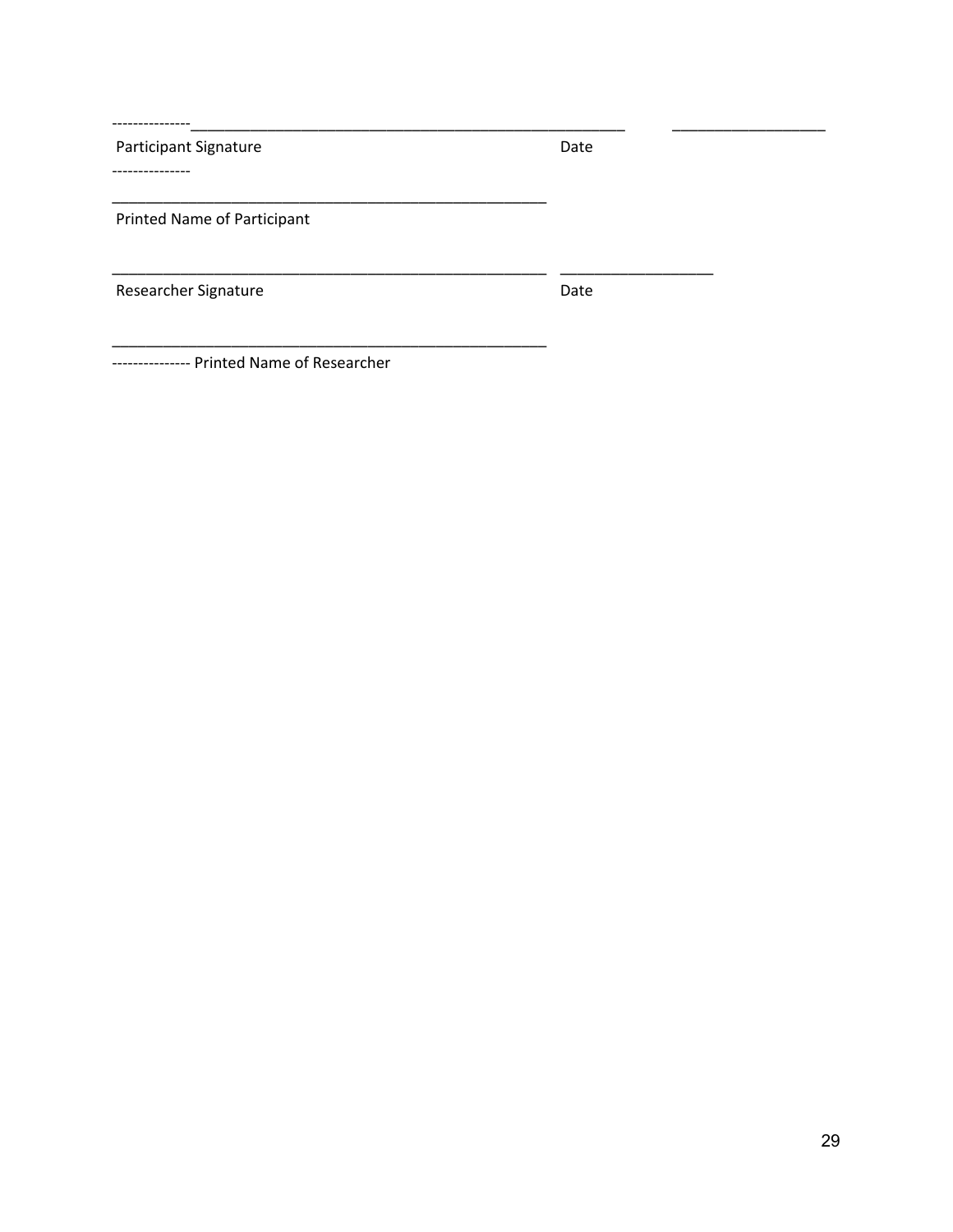---------------______________________________________________________ ___________________

Participant Signature Date

---------------

______________________________________________________

Printed Name of Participant

______________________________________________________ __________________

Researcher Signature Date

______________________________________________________

--------------- Printed Name of Researcher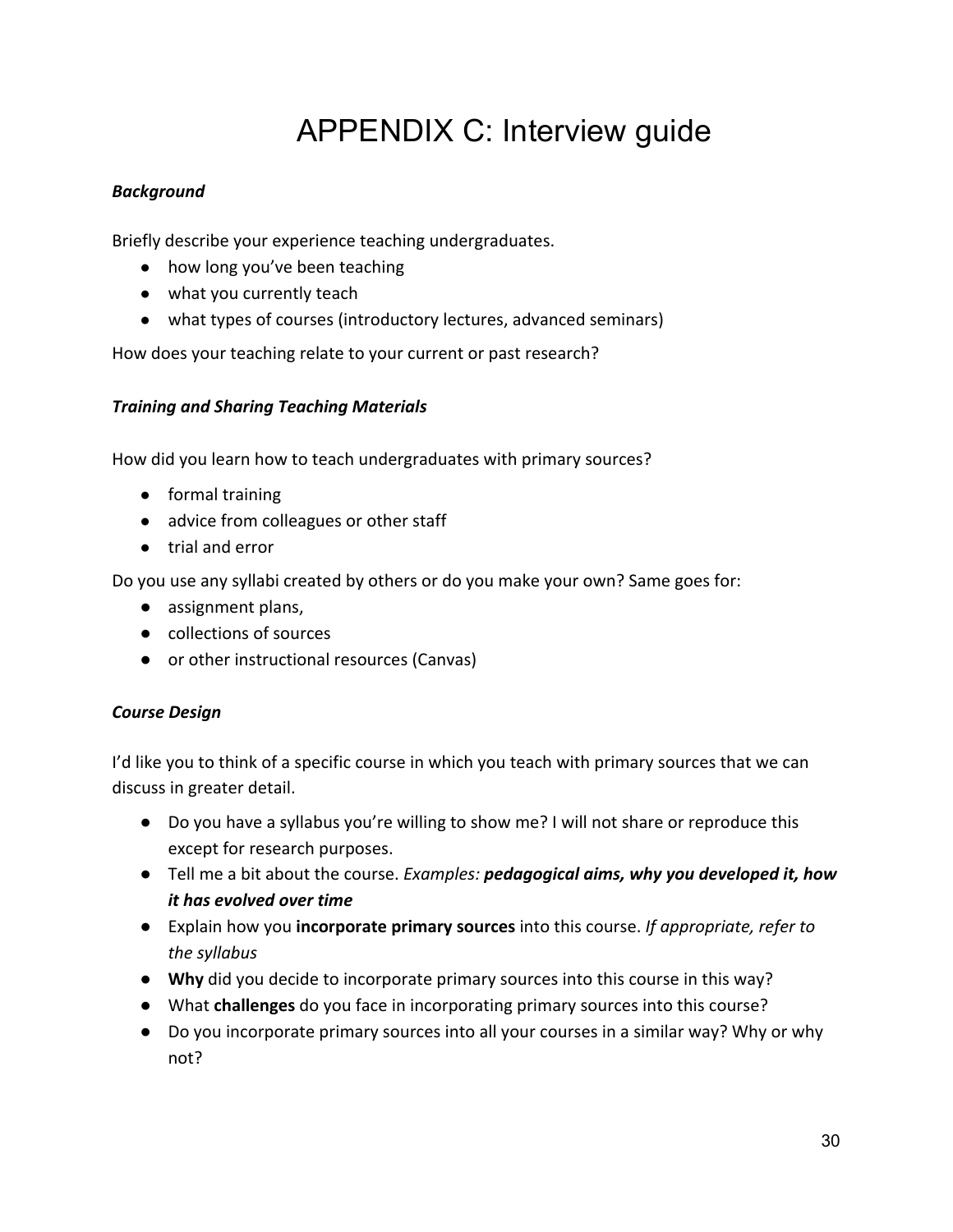# APPENDIX C: Interview guide

***Background***

Briefly describe your experience teaching undergraduates.

- how long you've been teaching
- what you currently teach
- what types of courses (introductory lectures, advanced seminars)

How does your teaching relate to your current or past research?

***Training and Sharing Teaching Materials***

How did you learn how to teach undergraduates with primary sources?

- formal training
- advice from colleagues or other staff
- trial and error

Do you use any syllabi created by others or do you make your own? Same goes for:

- assignment plans,
- collections of sources
- or other instructional resources (Canvas)

***Course Design***

I'd like you to think of a specific course in which you teach with primary sources that we can discuss in greater detail.

- Do you have a syllabus you're willing to show me? I will not share or reproduce this except for research purposes.
- Tell me a bit about the course. *Examples:* ***pedagogical aims, why you developed it, how it has evolved over time***
- Explain how you **incorporate primary sources** into this course. *If appropriate, refer to the syllabus*
- **Why** did you decide to incorporate primary sources into this course in this way?
- What **challenges** do you face in incorporating primary sources into this course?
- Do you incorporate primary sources into all your courses in a similar way? Why or why not?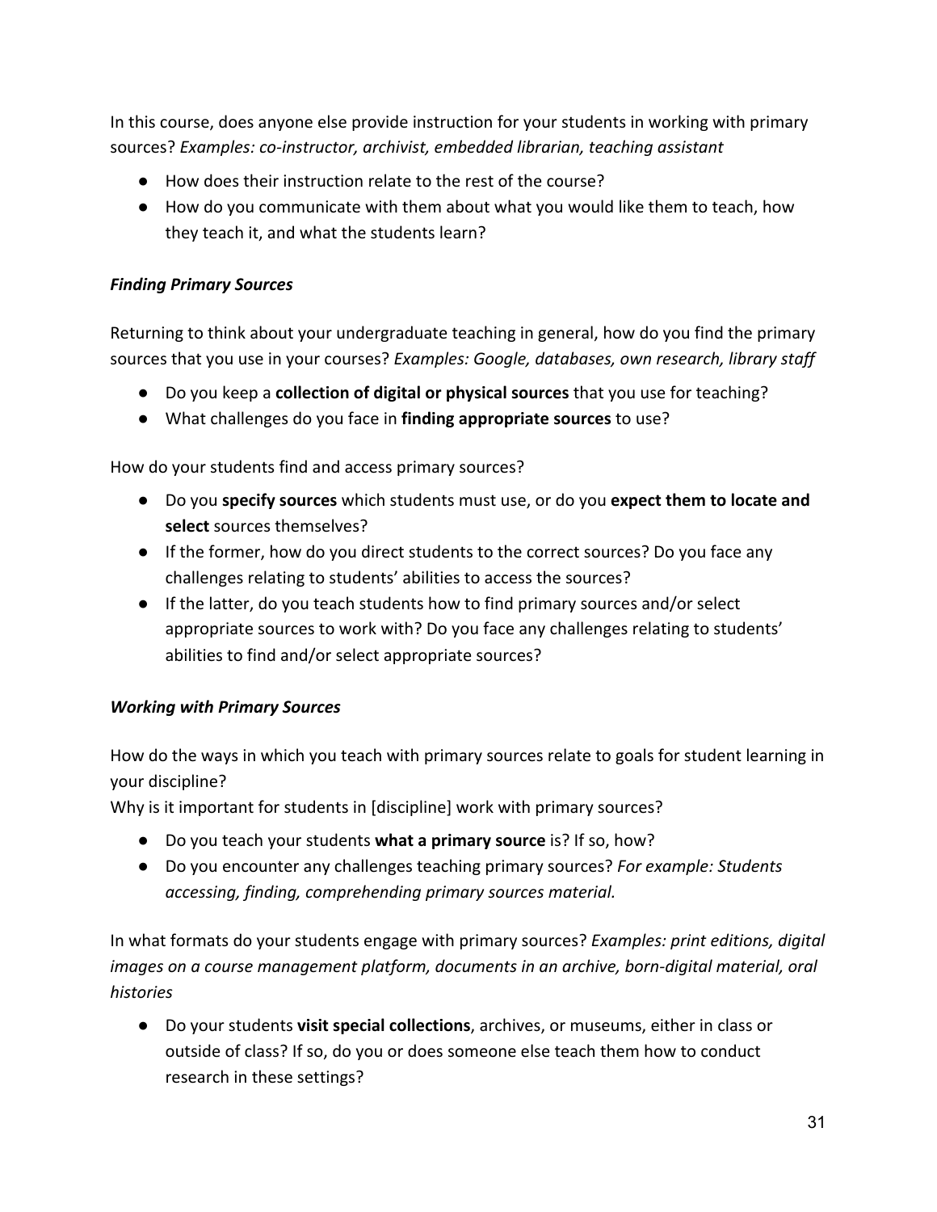In this course, does anyone else provide instruction for your students in working with primary sources? *Examples: co-instructor, archivist, embedded librarian, teaching assistant*

- How does their instruction relate to the rest of the course?
- How do you communicate with them about what you would like them to teach, how they teach it, and what the students learn?

***Finding Primary Sources***

Returning to think about your undergraduate teaching in general, how do you find the primary sources that you use in your courses? *Examples: Google, databases, own research, library staff*

- Do you keep a **collection of digital or physical sources** that you use for teaching?
- What challenges do you face in **finding appropriate sources** to use?

How do your students find and access primary sources?

- Do you **specify sources** which students must use, or do you **expect them to locate and select** sources themselves?
- If the former, how do you direct students to the correct sources? Do you face any challenges relating to students' abilities to access the sources?
- If the latter, do you teach students how to find primary sources and/or select appropriate sources to work with? Do you face any challenges relating to students' abilities to find and/or select appropriate sources?

***Working with Primary Sources***

How do the ways in which you teach with primary sources relate to goals for student learning in your discipline?
Why is it important for students in [discipline] work with primary sources?

- Do you teach your students **what a primary source** is? If so, how?
- Do you encounter any challenges teaching primary sources? *For example: Students accessing, finding, comprehending primary sources material.*

In what formats do your students engage with primary sources? *Examples: print editions, digital images on a course management platform, documents in an archive, born-digital material, oral histories*

- Do your students **visit special collections**, archives, or museums, either in class or outside of class? If so, do you or does someone else teach them how to conduct research in these settings?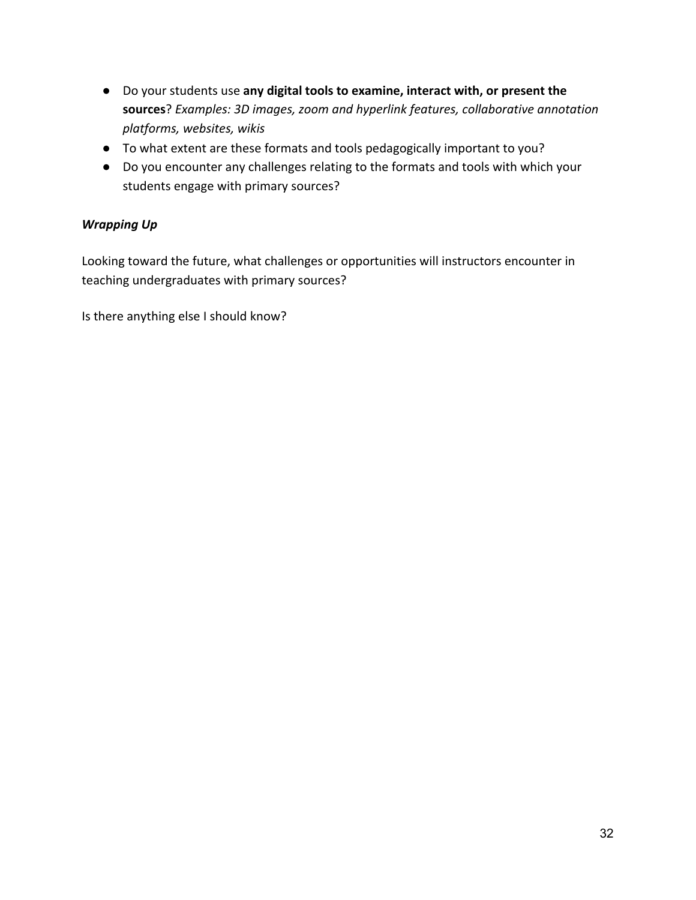- Do your students use **any digital tools to examine, interact with, or present the sources**? *Examples: 3D images, zoom and hyperlink features, collaborative annotation platforms, websites, wikis*
- To what extent are these formats and tools pedagogically important to you?
- Do you encounter any challenges relating to the formats and tools with which your students engage with primary sources?

***Wrapping Up***

Looking toward the future, what challenges or opportunities will instructors encounter in teaching undergraduates with primary sources?

Is there anything else I should know?